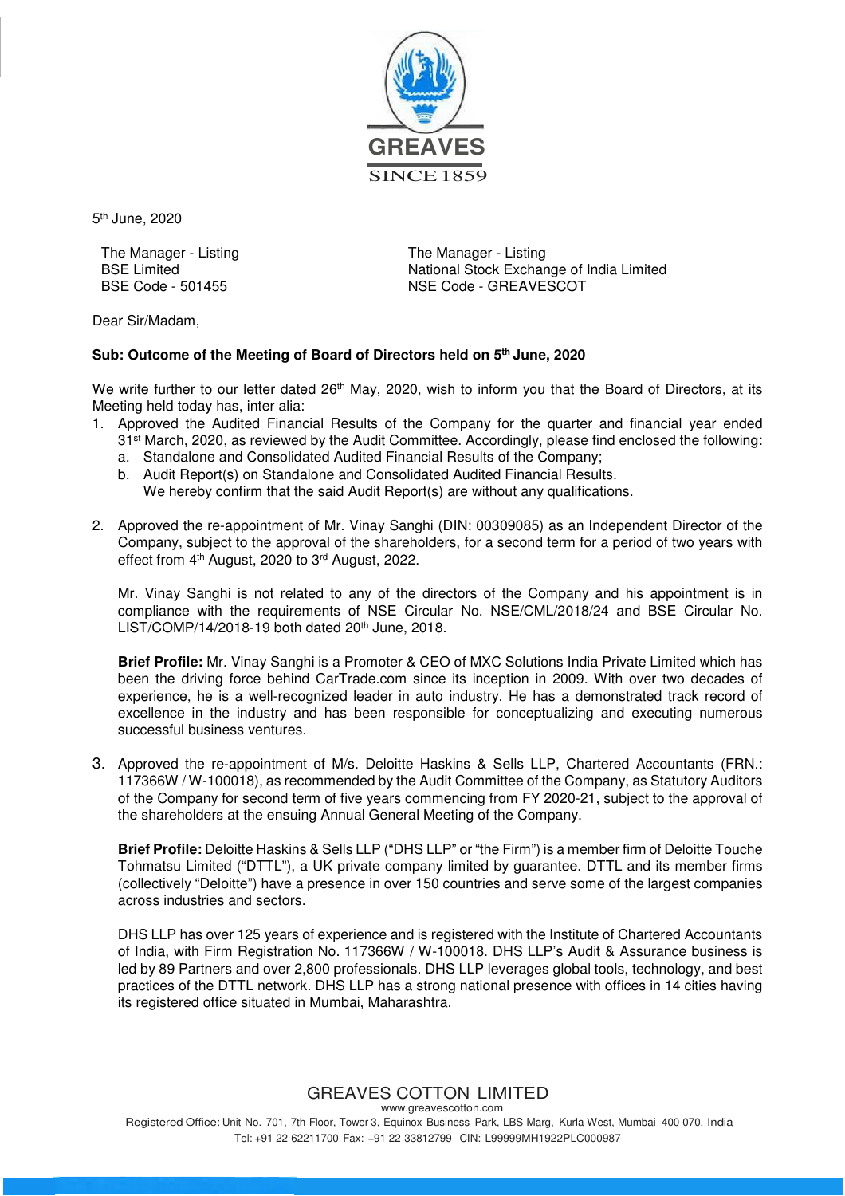GREAVES

SINCE 1859

5th June, 2020

The Manager - Listing
BSE Limited
BSE Code - 501455

The Manager - Listing
National Stock Exchange of India Limited
NSE Code - GREAVESCOT

Dear Sir/Madam,

**Sub: Outcome of the Meeting of Board of Directors held on 5th June, 2020**

We write further to our letter dated 26th May, 2020, wish to inform you that the Board of Directors, at its Meeting held today has, inter alia:

1. Approved the Audited Financial Results of the Company for the quarter and financial year ended 31st March, 2020, as reviewed by the Audit Committee. Accordingly, please find enclosed the following:
   a. Standalone and Consolidated Audited Financial Results of the Company;
   b. Audit Report(s) on Standalone and Consolidated Audited Financial Results.
      We hereby confirm that the said Audit Report(s) are without any qualifications.

2. Approved the re-appointment of Mr. Vinay Sanghi (DIN: 00309085) as an Independent Director of the Company, subject to the approval of the shareholders, for a second term for a period of two years with effect from 4th August, 2020 to 3rd August, 2022.

   Mr. Vinay Sanghi is not related to any of the directors of the Company and his appointment is in compliance with the requirements of NSE Circular No. NSE/CML/2018/24 and BSE Circular No. LIST/COMP/14/2018-19 both dated 20th June, 2018.

   **Brief Profile:** Mr. Vinay Sanghi is a Promoter & CEO of MXC Solutions India Private Limited which has been the driving force behind CarTrade.com since its inception in 2009. With over two decades of experience, he is a well-recognized leader in auto industry. He has a demonstrated track record of excellence in the industry and has been responsible for conceptualizing and executing numerous successful business ventures.

3. Approved the re-appointment of M/s. Deloitte Haskins & Sells LLP, Chartered Accountants (FRN.: 117366W / W-100018), as recommended by the Audit Committee of the Company, as Statutory Auditors of the Company for second term of five years commencing from FY 2020-21, subject to the approval of the shareholders at the ensuing Annual General Meeting of the Company.

   **Brief Profile:** Deloitte Haskins & Sells LLP ("DHS LLP" or "the Firm") is a member firm of Deloitte Touche Tohmatsu Limited ("DTTL"), a UK private company limited by guarantee. DTTL and its member firms (collectively "Deloitte") have a presence in over 150 countries and serve some of the largest companies across industries and sectors.

   DHS LLP has over 125 years of experience and is registered with the Institute of Chartered Accountants of India, with Firm Registration No. 117366W / W-100018. DHS LLP's Audit & Assurance business is led by 89 Partners and over 2,800 professionals. DHS LLP leverages global tools, technology, and best practices of the DTTL network. DHS LLP has a strong national presence with offices in 14 cities having its registered office situated in Mumbai, Maharashtra.

GREAVES COTTON LIMITED
www.greavescotton.com
Registered Office: Unit No. 701, 7th Floor, Tower 3, Equinox Business Park, LBS Marg, Kurla West, Mumbai 400 070, India
Tel: +91 22 62211700 Fax: +91 22 33812799 CIN: L99999MH1922PLC000987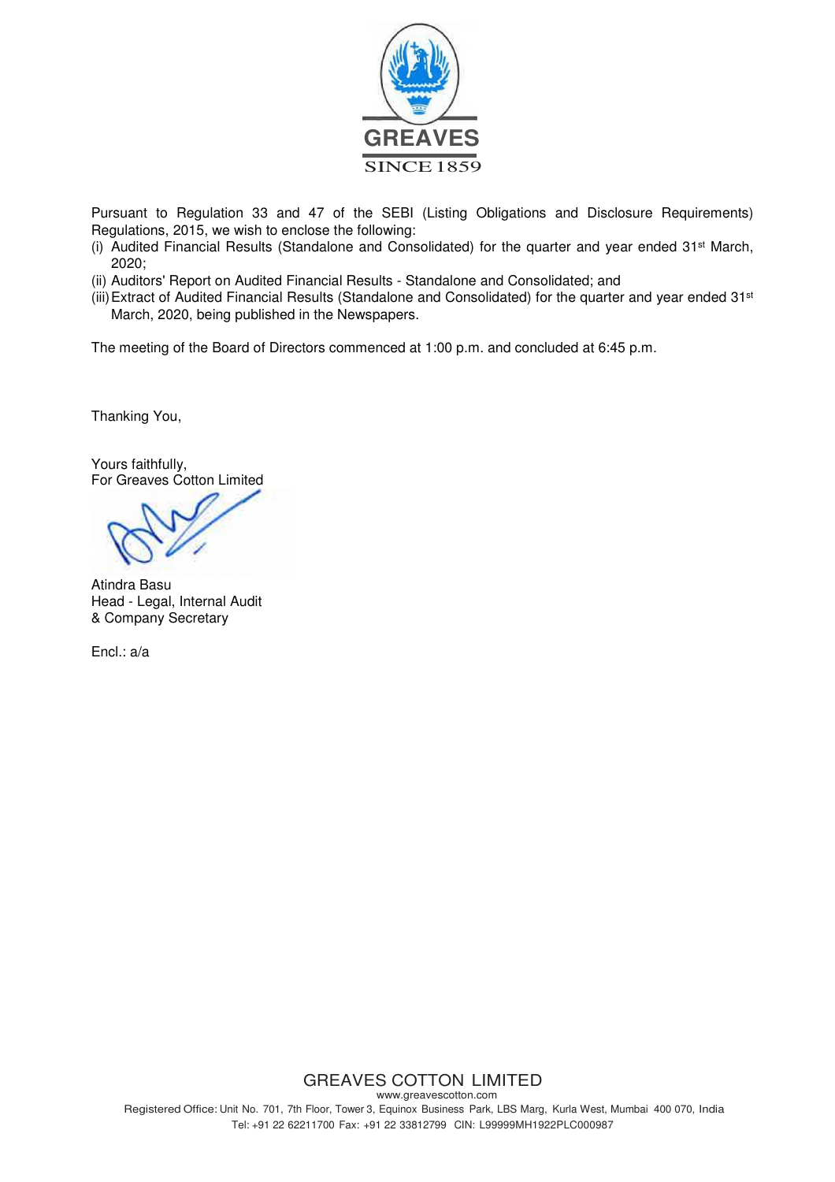GREAVES

SINCE 1859

Pursuant to Regulation 33 and 47 of the SEBI (Listing Obligations and Disclosure Requirements) Regulations, 2015, we wish to enclose the following:

(i) Audited Financial Results (Standalone and Consolidated) for the quarter and year ended 31st March, 2020;

(ii) Auditors' Report on Audited Financial Results - Standalone and Consolidated; and

(iii) Extract of Audited Financial Results (Standalone and Consolidated) for the quarter and year ended 31st March, 2020, being published in the Newspapers.

The meeting of the Board of Directors commenced at 1:00 p.m. and concluded at 6:45 p.m.

Thanking You,

Yours faithfully,
For Greaves Cotton Limited

Atindra Basu
Head - Legal, Internal Audit
& Company Secretary

Encl.: a/a

GREAVES COTTON LIMITED
www.greavescotton.com
Registered Office: Unit No. 701, 7th Floor, Tower 3, Equinox Business Park, LBS Marg, Kurla West, Mumbai 400 070, India
Tel: +91 22 62211700 Fax: +91 22 33812799 CIN: L99999MH1922PLC000987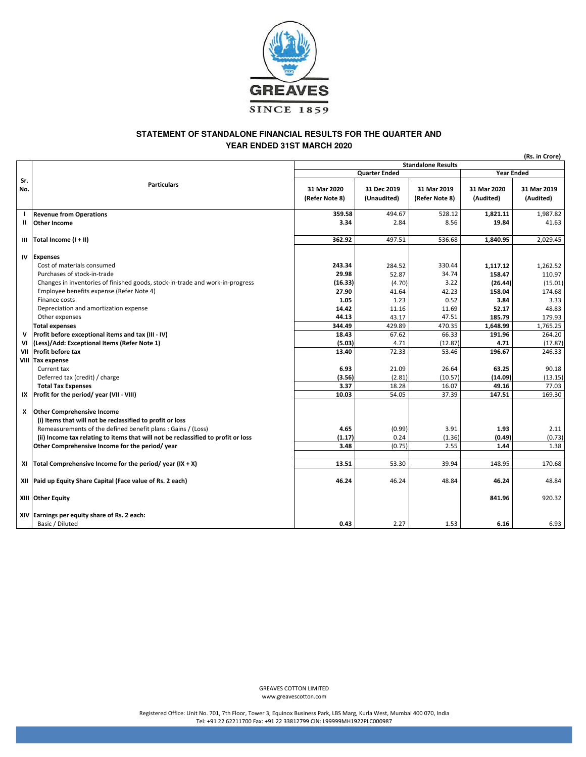GREAVES

SINCE 1859

## STATEMENT OF STANDALONE FINANCIAL RESULTS FOR THE QUARTER AND YEAR ENDED 31ST MARCH 2020

(Rs. in Crore)

| Sr. No. | Particulars | Standalone Results | | | | |
|---|---|---|---|---|---|---|
| | | Quarter Ended | | | Year Ended | |
| | | 31 Mar 2020 (Refer Note 8) | 31 Dec 2019 (Unaudited) | 31 Mar 2019 (Refer Note 8) | 31 Mar 2020 (Audited) | 31 Mar 2019 (Audited) |
| I | **Revenue from Operations** | **359.58** | 494.67 | 528.12 | **1,821.11** | 1,987.82 |
| II | **Other Income** | **3.34** | 2.84 | 8.56 | **19.84** | 41.63 |
| III | **Total Income (I + II)** | **362.92** | 497.51 | 536.68 | **1,840.95** | 2,029.45 |
| IV | **Expenses** | | | | | |
| | Cost of materials consumed | **243.34** | 284.52 | 330.44 | **1,117.12** | 1,262.52 |
| | Purchases of stock-in-trade | **29.98** | 52.87 | 34.74 | **158.47** | 110.97 |
| | Changes in inventories of finished goods, stock-in-trade and work-in-progress | **(16.33)** | (4.70) | 3.22 | **(26.44)** | (15.01) |
| | Employee benefits expense (Refer Note 4) | **27.90** | 41.64 | 42.23 | **158.04** | 174.68 |
| | Finance costs | **1.05** | 1.23 | 0.52 | **3.84** | 3.33 |
| | Depreciation and amortization expense | **14.42** | 11.16 | 11.69 | **52.17** | 48.83 |
| | Other expenses | **44.13** | 43.17 | 47.51 | **185.79** | 179.93 |
| | **Total expenses** | **344.49** | 429.89 | 470.35 | **1,648.99** | 1,765.25 |
| V | **Profit before exceptional items and tax (III - IV)** | **18.43** | 67.62 | 66.33 | **191.96** | 264.20 |
| VI | **(Less)/Add: Exceptional Items (Refer Note 1)** | **(5.03)** | 4.71 | (12.87) | **4.71** | (17.87) |
| VII | **Profit before tax** | **13.40** | 72.33 | 53.46 | **196.67** | 246.33 |
| VIII | **Tax expense** | | | | | |
| | Current tax | **6.93** | 21.09 | 26.64 | **63.25** | 90.18 |
| | Deferred tax (credit) / charge | **(3.56)** | (2.81) | (10.57) | **(14.09)** | (13.15) |
| | **Total Tax Expenses** | **3.37** | 18.28 | 16.07 | **49.16** | 77.03 |
| IX | **Profit for the period/ year (VII - VIII)** | **10.03** | 54.05 | 37.39 | **147.51** | 169.30 |
| X | **Other Comprehensive Income** | | | | | |
| | **(i) Items that will not be reclassified to profit or loss** | | | | | |
| | Remeasurements of the defined benefit plans : Gains / (Loss) | **4.65** | (0.99) | 3.91 | **1.93** | 2.11 |
| | **(ii) Income tax relating to items that will not be reclassified to profit or loss** | **(1.17)** | 0.24 | (1.36) | **(0.49)** | (0.73) |
| | **Other Comprehensive Income for the period/ year** | **3.48** | (0.75) | 2.55 | **1.44** | 1.38 |
| XI | **Total Comprehensive Income for the period/ year (IX + X)** | **13.51** | 53.30 | 39.94 | 148.95 | 170.68 |
| XII | **Paid up Equity Share Capital (Face value of Rs. 2 each)** | **46.24** | 46.24 | 48.84 | **46.24** | 48.84 |
| XIII | **Other Equity** | | | | **841.96** | 920.32 |
| XIV | **Earnings per equity share of Rs. 2 each:** | | | | | |
| | Basic / Diluted | **0.43** | 2.27 | 1.53 | **6.16** | 6.93 |

GREAVES COTTON LIMITED
www.greavescotton.com

Registered Office: Unit No. 701, 7th Floor, Tower 3, Equinox Business Park, LBS Marg, Kurla West, Mumbai 400 070, India
Tel: +91 22 62211700 Fax: +91 22 33812799 CIN: L99999MH1922PLC000987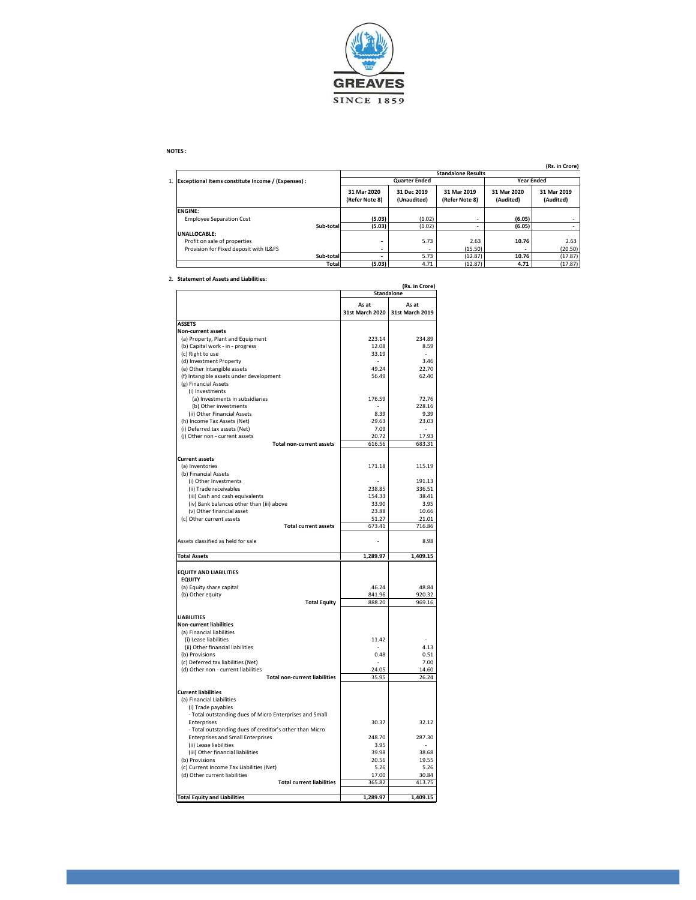GREAVES

SINCE 1859

**NOTES :**

(Rs. in Crore)

| 1. Exceptional Items constitute Income / (Expenses) : | Standalone Results | | | | |
|---|---|---|---|---|---|
| | Quarter Ended | | | Year Ended | |
| | 31 Mar 2020 (Refer Note 8) | 31 Dec 2019 (Unaudited) | 31 Mar 2019 (Refer Note 8) | 31 Mar 2020 (Audited) | 31 Mar 2019 (Audited) |
| **ENGINE:** | | | | | |
| Employee Separation Cost | (5.03) | (1.02) | - | (6.05) | - |
| Sub-total | (5.03) | (1.02) | - | (6.05) | - |
| **UNALLOCABLE:** | | | | | |
| Profit on sale of properties | - | 5.73 | 2.63 | 10.76 | 2.63 |
| Provision for Fixed deposit with IL&FS | - | - | (15.50) | - | (20.50) |
| Sub-total | - | 5.73 | (12.87) | 10.76 | (17.87) |
| Total | (5.03) | 4.71 | (12.87) | 4.71 | (17.87) |

2. **Statement of Assets and Liabilities:**

(Rs. in Crore)

| | Standalone | |
|---|---|---|
| | As at 31st March 2020 | As at 31st March 2019 |
| **ASSETS** | | |
| **Non-current assets** | | |
| (a) Property, Plant and Equipment | 223.14 | 234.89 |
| (b) Capital work - in - progress | 12.08 | 8.59 |
| (c) Right to use | 33.19 | - |
| (d) Investment Property | - | 3.46 |
| (e) Other Intangible assets | 49.24 | 22.70 |
| (f) Intangible assets under development | 56.49 | 62.40 |
| (g) Financial Assets | | |
| (i) Investments | | |
| (a) Investments in subsidiaries | 176.59 | 72.76 |
| (b) Other investments | - | 228.16 |
| (ii) Other Financial Assets | 8.39 | 9.39 |
| (h) Income Tax Assets (Net) | 29.63 | 23.03 |
| (i) Deferred tax assets (Net) | 7.09 | - |
| (j) Other non - current assets | 20.72 | 17.93 |
| **Total non-current assets** | 616.56 | 683.31 |
| **Current assets** | | |
| (a) Inventories | 171.18 | 115.19 |
| (b) Financial Assets | | |
| (i) Other Investments | - | 191.13 |
| (ii) Trade receivables | 238.85 | 336.51 |
| (iii) Cash and cash equivalents | 154.33 | 38.41 |
| (iv) Bank balances other than (iii) above | 33.90 | 3.95 |
| (v) Other financial asset | 23.88 | 10.66 |
| (c) Other current assets | 51.27 | 21.01 |
| **Total current assets** | 673.41 | 716.86 |
| Assets classified as held for sale | - | 8.98 |
| **Total Assets** | 1,289.97 | 1,409.15 |
| **EQUITY AND LIABILITIES** | | |
| **EQUITY** | | |
| (a) Equity share capital | 46.24 | 48.84 |
| (b) Other equity | 841.96 | 920.32 |
| **Total Equity** | 888.20 | 969.16 |
| **LIABILITIES** | | |
| **Non-current liabilities** | | |
| (a) Financial liabilities | | |
| (i) Lease liabilities | 11.42 | - |
| (ii) Other financial liabilities | - | 4.13 |
| (b) Provisions | 0.48 | 0.51 |
| (c) Deferred tax liabilities (Net) | - | 7.00 |
| (d) Other non - current liabilities | 24.05 | 14.60 |
| **Total non-current liabilities** | 35.95 | 26.24 |
| **Current liabilities** | | |
| (a) Financial Liabilities | | |
| (i) Trade payables | | |
| - Total outstanding dues of Micro Enterprises and Small Enterprises | 30.37 | 32.12 |
| - Total outstanding dues of creditor's other than Micro Enterprises and Small Enterprises | 248.70 | 287.30 |
| (ii) Lease liabilities | 3.95 | - |
| (iii) Other financial liabilities | 39.98 | 38.68 |
| (b) Provisions | 20.56 | 19.55 |
| (c) Current Income Tax Liabilities (Net) | 5.26 | 5.26 |
| (d) Other current liabilities | 17.00 | 30.84 |
| **Total current liabilities** | 365.82 | 413.75 |
| **Total Equity and Liabilities** | 1,289.97 | 1,409.15 |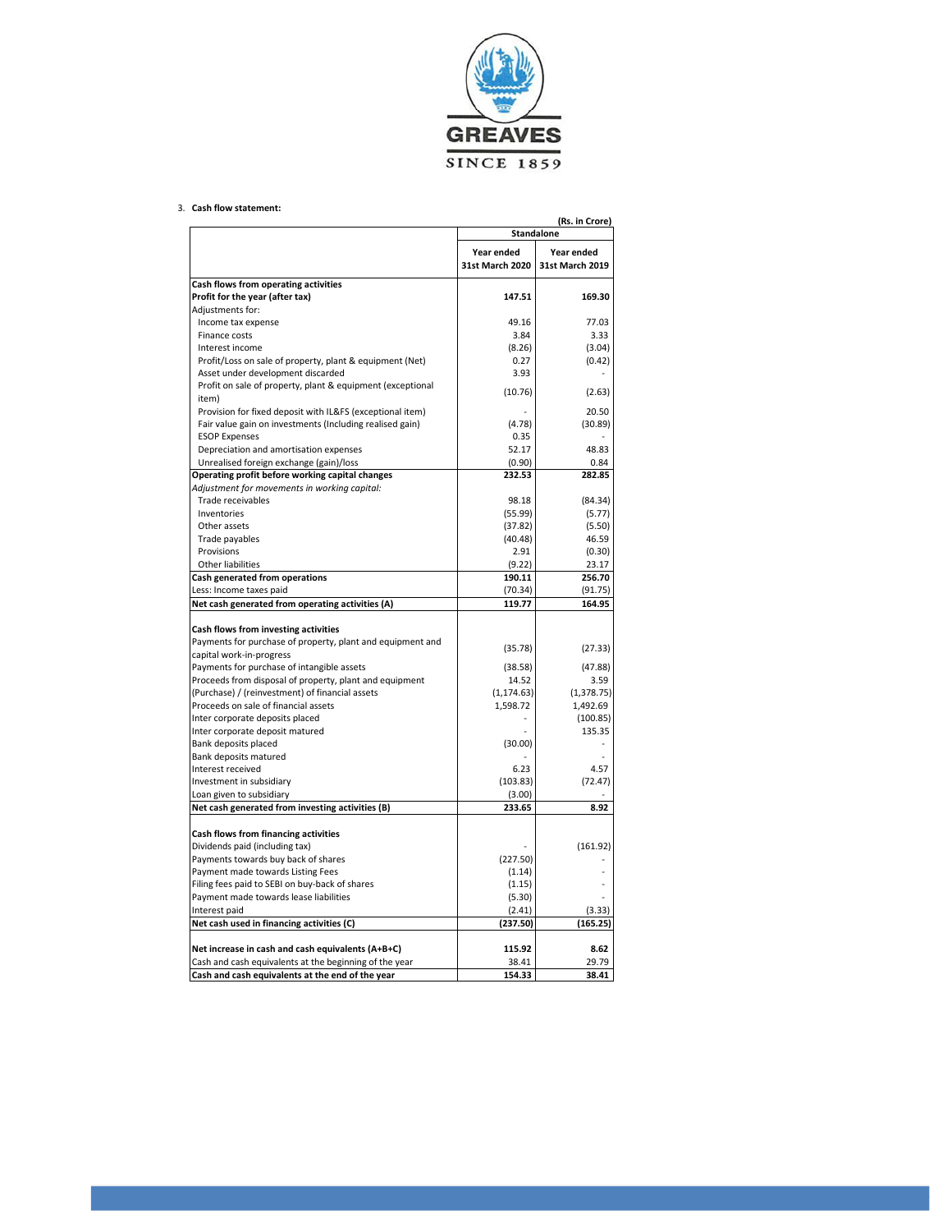GREAVES

SINCE 1859

3. **Cash flow statement:**

(Rs. in Crore)

| | Standalone | |
|---|---|---|
| | Year ended 31st March 2020 | Year ended 31st March 2019 |
| **Cash flows from operating activities** | | |
| **Profit for the year (after tax)** | **147.51** | **169.30** |
| Adjustments for: | | |
| Income tax expense | 49.16 | 77.03 |
| Finance costs | 3.84 | 3.33 |
| Interest income | (8.26) | (3.04) |
| Profit/Loss on sale of property, plant & equipment (Net) | 0.27 | (0.42) |
| Asset under development discarded | 3.93 | - |
| Profit on sale of property, plant & equipment (exceptional item) | (10.76) | (2.63) |
| Provision for fixed deposit with IL&FS (exceptional item) | - | 20.50 |
| Fair value gain on investments (Including realised gain) | (4.78) | (30.89) |
| ESOP Expenses | 0.35 | - |
| Depreciation and amortisation expenses | 52.17 | 48.83 |
| Unrealised foreign exchange (gain)/loss | (0.90) | 0.84 |
| **Operating profit before working capital changes** | **232.53** | **282.85** |
| *Adjustment for movements in working capital:* | | |
| Trade receivables | 98.18 | (84.34) |
| Inventories | (55.99) | (5.77) |
| Other assets | (37.82) | (5.50) |
| Trade payables | (40.48) | 46.59 |
| Provisions | 2.91 | (0.30) |
| Other liabilities | (9.22) | 23.17 |
| **Cash generated from operations** | **190.11** | **256.70** |
| Less: Income taxes paid | (70.34) | (91.75) |
| **Net cash generated from operating activities (A)** | **119.77** | **164.95** |
| | | |
| **Cash flows from investing activities** | | |
| Payments for purchase of property, plant and equipment and capital work-in-progress | (35.78) | (27.33) |
| Payments for purchase of intangible assets | (38.58) | (47.88) |
| Proceeds from disposal of property, plant and equipment | 14.52 | 3.59 |
| (Purchase) / (reinvestment) of financial assets | (1,174.63) | (1,378.75) |
| Proceeds on sale of financial assets | 1,598.72 | 1,492.69 |
| Inter corporate deposits placed | - | (100.85) |
| Inter corporate deposit matured | - | 135.35 |
| Bank deposits placed | (30.00) | - |
| Bank deposits matured | - | - |
| Interest received | 6.23 | 4.57 |
| Investment in subsidiary | (103.83) | (72.47) |
| Loan given to subsidiary | (3.00) | - |
| **Net cash generated from investing activities (B)** | **233.65** | **8.92** |
| | | |
| **Cash flows from financing activities** | | |
| Dividends paid (including tax) | - | (161.92) |
| Payments towards buy back of shares | (227.50) | - |
| Payment made towards Listing Fees | (1.14) | - |
| Filing fees paid to SEBI on buy-back of shares | (1.15) | - |
| Payment made towards lease liabilities | (5.30) | - |
| Interest paid | (2.41) | (3.33) |
| **Net cash used in financing activities (C)** | **(237.50)** | **(165.25)** |
| | | |
| **Net increase in cash and cash equivalents (A+B+C)** | **115.92** | **8.62** |
| Cash and cash equivalents at the beginning of the year | 38.41 | 29.79 |
| **Cash and cash equivalents at the end of the year** | **154.33** | **38.41** |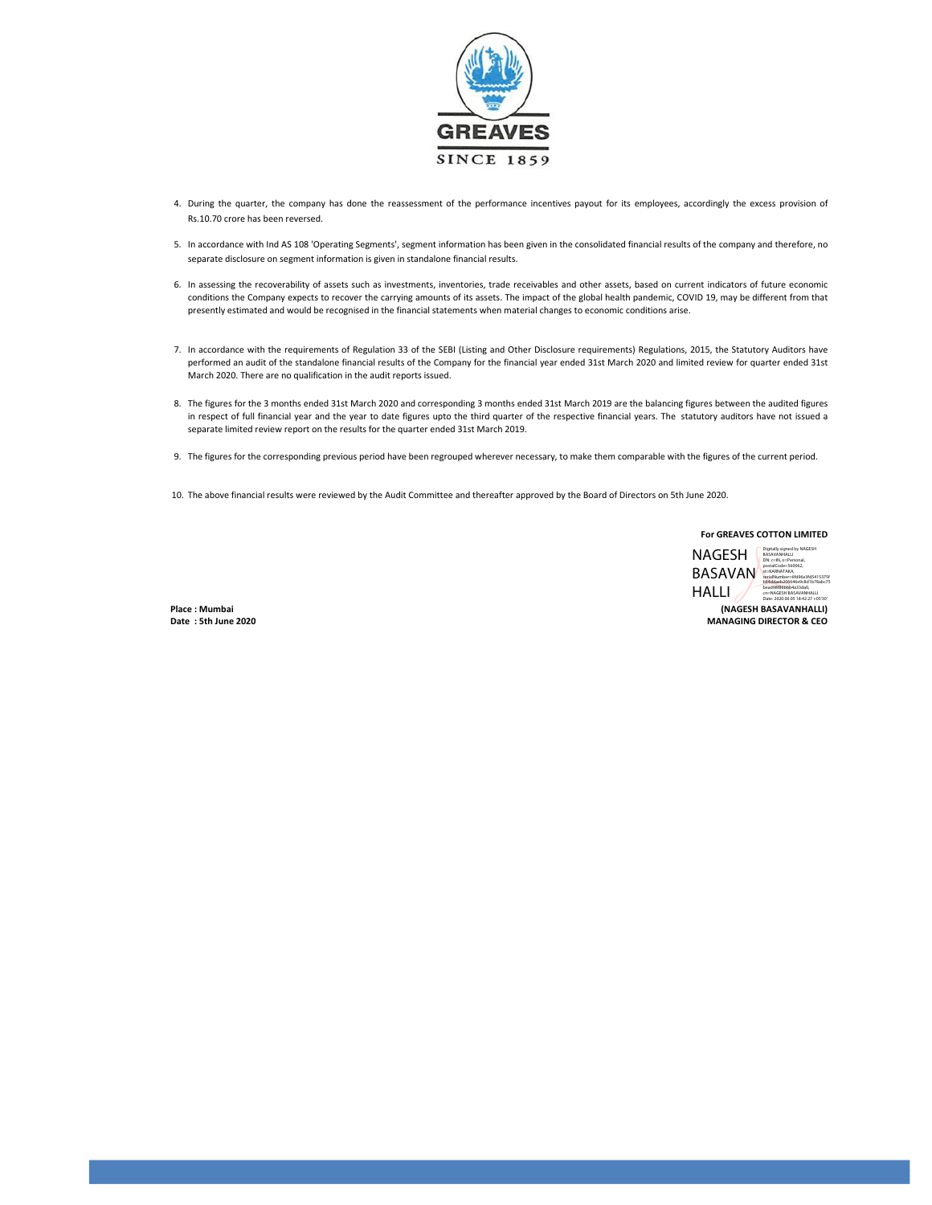4. During the quarter, the company has done the reassessment of the performance incentives payout for its employees, accordingly the excess provision of Rs.10.70 crore has been reversed.

5. In accordance with Ind AS 108 'Operating Segments', segment information has been given in the consolidated financial results of the company and therefore, no separate disclosure on segment information is given in standalone financial results.

6. In assessing the recoverability of assets such as investments, inventories, trade receivables and other assets, based on current indicators of future economic conditions the Company expects to recover the carrying amounts of its assets. The impact of the global health pandemic, COVID 19, may be different from that presently estimated and would be recognised in the financial statements when material changes to economic conditions arise.

7. In accordance with the requirements of Regulation 33 of the SEBI (Listing and Other Disclosure requirements) Regulations, 2015, the Statutory Auditors have performed an audit of the standalone financial results of the Company for the financial year ended 31st March 2020 and limited review for quarter ended 31st March 2020. There are no qualification in the audit reports issued.

8. The figures for the 3 months ended 31st March 2020 and corresponding 3 months ended 31st March 2019 are the balancing figures between the audited figures in respect of full financial year and the year to date figures upto the third quarter of the respective financial years. The statutory auditors have not issued a separate limited review report on the results for the quarter ended 31st March 2019.

9. The figures for the corresponding previous period have been regrouped wherever necessary, to make them comparable with the figures of the current period.

10. The above financial results were reviewed by the Audit Committee and thereafter approved by the Board of Directors on 5th June 2020.

**For GREAVES COTTON LIMITED**

NAGESH BASAVANHALLI

Digitally signed by NAGESH BASAVANHALLI
Date: 2020.06.05 18:42:27 +05'30'

**(NAGESH BASAVANHALLI)**
**MANAGING DIRECTOR & CEO**

**Place : Mumbai**
**Date : 5th June 2020**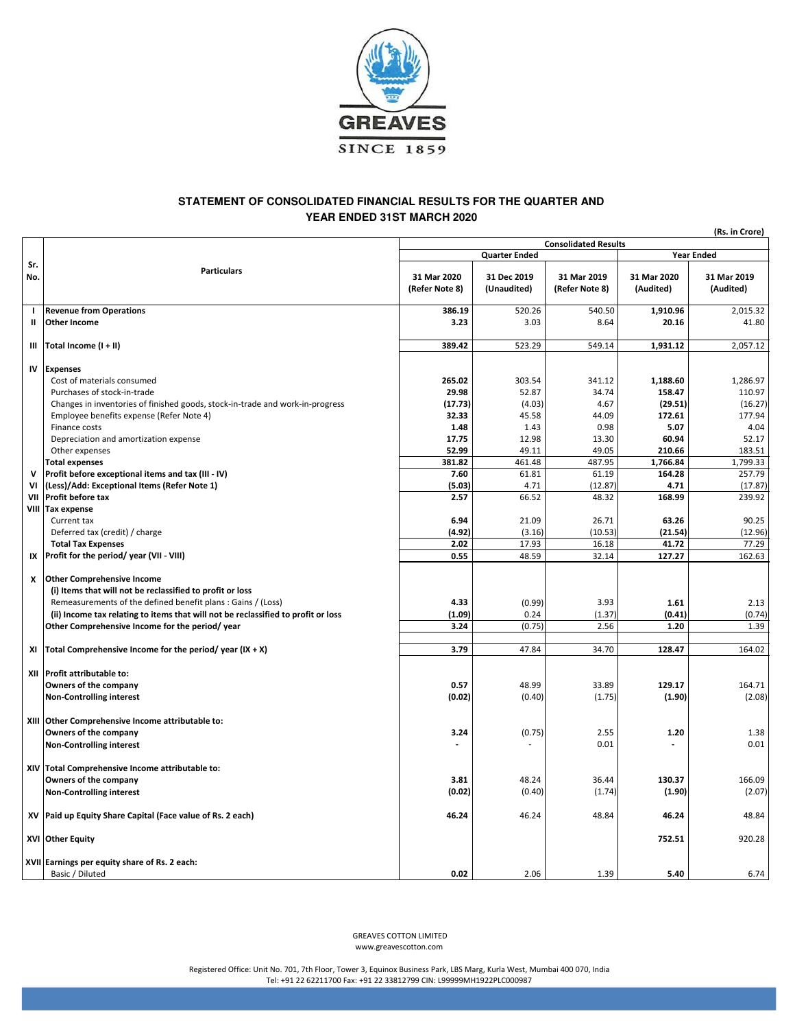GREAVES

SINCE 1859

## STATEMENT OF CONSOLIDATED FINANCIAL RESULTS FOR THE QUARTER AND YEAR ENDED 31ST MARCH 2020

(Rs. in Crore)

| Sr. No. | Particulars | Consolidated Results | | | | |
|---|---|---|---|---|---|---|
| | | Quarter Ended | | | Year Ended | |
| | | 31 Mar 2020 (Refer Note 8) | 31 Dec 2019 (Unaudited) | 31 Mar 2019 (Refer Note 8) | 31 Mar 2020 (Audited) | 31 Mar 2019 (Audited) |
| I | **Revenue from Operations** | **386.19** | 520.26 | 540.50 | **1,910.96** | 2,015.32 |
| II | **Other Income** | **3.23** | 3.03 | 8.64 | **20.16** | 41.80 |
| III | **Total Income (I + II)** | **389.42** | 523.29 | 549.14 | **1,931.12** | 2,057.12 |
| IV | **Expenses** | | | | | |
| | Cost of materials consumed | **265.02** | 303.54 | 341.12 | **1,188.60** | 1,286.97 |
| | Purchases of stock-in-trade | **29.98** | 52.87 | 34.74 | **158.47** | 110.97 |
| | Changes in inventories of finished goods, stock-in-trade and work-in-progress | **(17.73)** | (4.03) | 4.67 | **(29.51)** | (16.27) |
| | Employee benefits expense (Refer Note 4) | **32.33** | 45.58 | 44.09 | **172.61** | 177.94 |
| | Finance costs | **1.48** | 1.43 | 0.98 | **5.07** | 4.04 |
| | Depreciation and amortization expense | **17.75** | 12.98 | 13.30 | **60.94** | 52.17 |
| | Other expenses | **52.99** | 49.11 | 49.05 | **210.66** | 183.51 |
| | **Total expenses** | **381.82** | 461.48 | 487.95 | **1,766.84** | 1,799.33 |
| V | **Profit before exceptional items and tax (III - IV)** | **7.60** | 61.81 | 61.19 | **164.28** | 257.79 |
| VI | **(Less)/Add: Exceptional Items (Refer Note 1)** | **(5.03)** | 4.71 | (12.87) | **4.71** | (17.87) |
| VII | **Profit before tax** | **2.57** | 66.52 | 48.32 | **168.99** | 239.92 |
| VIII | **Tax expense** | | | | | |
| | Current tax | **6.94** | 21.09 | 26.71 | **63.26** | 90.25 |
| | Deferred tax (credit) / charge | **(4.92)** | (3.16) | (10.53) | **(21.54)** | (12.96) |
| | **Total Tax Expenses** | **2.02** | 17.93 | 16.18 | **41.72** | 77.29 |
| IX | **Profit for the period/ year (VII - VIII)** | **0.55** | 48.59 | 32.14 | **127.27** | 162.63 |
| X | **Other Comprehensive Income** | | | | | |
| | **(i) Items that will not be reclassified to profit or loss** | | | | | |
| | Remeasurements of the defined benefit plans : Gains / (Loss) | **4.33** | (0.99) | 3.93 | **1.61** | 2.13 |
| | **(ii) Income tax relating to items that will not be reclassified to profit or loss** | **(1.09)** | 0.24 | (1.37) | **(0.41)** | (0.74) |
| | **Other Comprehensive Income for the period/ year** | **3.24** | (0.75) | 2.56 | **1.20** | 1.39 |
| XI | **Total Comprehensive Income for the period/ year (IX + X)** | **3.79** | 47.84 | 34.70 | **128.47** | 164.02 |
| XII | **Profit attributable to:** | | | | | |
| | **Owners of the company** | **0.57** | 48.99 | 33.89 | **129.17** | 164.71 |
| | **Non-Controlling interest** | **(0.02)** | (0.40) | (1.75) | **(1.90)** | (2.08) |
| XIII | **Other Comprehensive Income attributable to:** | | | | | |
| | **Owners of the company** | **3.24** | (0.75) | 2.55 | **1.20** | 1.38 |
| | **Non-Controlling interest** | **-** | - | 0.01 | **-** | 0.01 |
| XIV | **Total Comprehensive Income attributable to:** | | | | | |
| | **Owners of the company** | **3.81** | 48.24 | 36.44 | **130.37** | 166.09 |
| | **Non-Controlling interest** | **(0.02)** | (0.40) | (1.74) | **(1.90)** | (2.07) |
| XV | **Paid up Equity Share Capital (Face value of Rs. 2 each)** | **46.24** | 46.24 | 48.84 | **46.24** | 48.84 |
| XVI | **Other Equity** | | | | **752.51** | 920.28 |
| XVII | **Earnings per equity share of Rs. 2 each:** | | | | | |
| | Basic / Diluted | **0.02** | 2.06 | 1.39 | **5.40** | 6.74 |

GREAVES COTTON LIMITED
www.greavescotton.com

Registered Office: Unit No. 701, 7th Floor, Tower 3, Equinox Business Park, LBS Marg, Kurla West, Mumbai 400 070, India
Tel: +91 22 62211700 Fax: +91 22 33812799 CIN: L99999MH1922PLC000987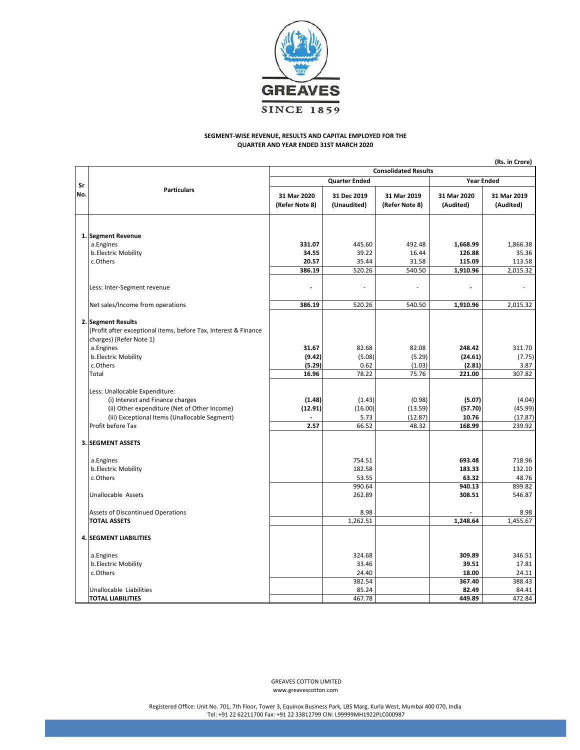GREAVES

SINCE 1859

**SEGMENT-WISE REVENUE, RESULTS AND CAPITAL EMPLOYED FOR THE QUARTER AND YEAR ENDED 31ST MARCH 2020**

(Rs. in Crore)

| Sr No. | Particulars | Consolidated Results | | | | |
|---|---|---|---|---|---|---|
| | | Quarter Ended | | | Year Ended | |
| | | 31 Mar 2020 (Refer Note 8) | 31 Dec 2019 (Unaudited) | 31 Mar 2019 (Refer Note 8) | 31 Mar 2020 (Audited) | 31 Mar 2019 (Audited) |
| 1. | **Segment Revenue** | | | | | |
| | a.Engines | **331.07** | 445.60 | 492.48 | **1,668.99** | 1,866.38 |
| | b.Electric Mobility | **34.55** | 39.22 | 16.44 | **126.88** | 35.36 |
| | c.Others | **20.57** | 35.44 | 31.58 | **115.09** | 113.58 |
| | | **386.19** | 520.26 | 540.50 | **1,910.96** | 2,015.32 |
| | Less: Inter-Segment revenue | **-** | - | - | **-** | - |
| | Net sales/Income from operations | **386.19** | 520.26 | 540.50 | **1,910.96** | 2,015.32 |
| 2. | **Segment Results** (Profit after exceptional items, before Tax, Interest & Finance charges) (Refer Note 1) | | | | | |
| | a.Engines | **31.67** | 82.68 | 82.08 | **248.42** | 311.70 |
| | b.Electric Mobility | **(9.42)** | (5.08) | (5.29) | **(24.61)** | (7.75) |
| | c.Others | **(5.29)** | 0.62 | (1.03) | **(2.81)** | 3.87 |
| | Total | **16.96** | 78.22 | 75.76 | **221.00** | 307.82 |
| | Less: Unallocable Expenditure: | | | | | |
| | (i) Interest and Finance charges | **(1.48)** | (1.43) | (0.98) | **(5.07)** | (4.04) |
| | (ii) Other expenditure (Net of Other Income) | **(12.91)** | (16.00) | (13.59) | **(57.70)** | (45.99) |
| | (iii) Exceptional Items (Unallocable Segment) | **-** | 5.73 | (12.87) | **10.76** | (17.87) |
| | Profit before Tax | **2.57** | 66.52 | 48.32 | **168.99** | 239.92 |
| 3. | **SEGMENT ASSETS** | | | | | |
| | a.Engines | | 754.51 | | **693.48** | 718.96 |
| | b.Electric Mobility | | 182.58 | | **183.33** | 132.10 |
| | c.Others | | 53.55 | | **63.32** | 48.76 |
| | | | 990.64 | | **940.13** | 899.82 |
| | Unallocable Assets | | 262.89 | | **308.51** | 546.87 |
| | Assets of Discontinued Operations | | 8.98 | | **-** | 8.98 |
| | **TOTAL ASSETS** | | 1,262.51 | | **1,248.64** | 1,455.67 |
| 4. | **SEGMENT LIABILITIES** | | | | | |
| | a.Engines | | 324.68 | | **309.89** | 346.51 |
| | b.Electric Mobility | | 33.46 | | **39.51** | 17.81 |
| | c.Others | | 24.40 | | **18.00** | 24.11 |
| | | | 382.54 | | **367.40** | 388.43 |
| | Unallocable Liabilities | | 85.24 | | **82.49** | 84.41 |
| | **TOTAL LIABILITIES** | | 467.78 | | **449.89** | 472.84 |

GREAVES COTTON LIMITED
www.greavescotton.com

Registered Office: Unit No. 701, 7th Floor, Tower 3, Equinox Business Park, LBS Marg, Kurla West, Mumbai 400 070, India
Tel: +91 22 62211700 Fax: +91 22 33812799 CIN: L99999MH1922PLC000987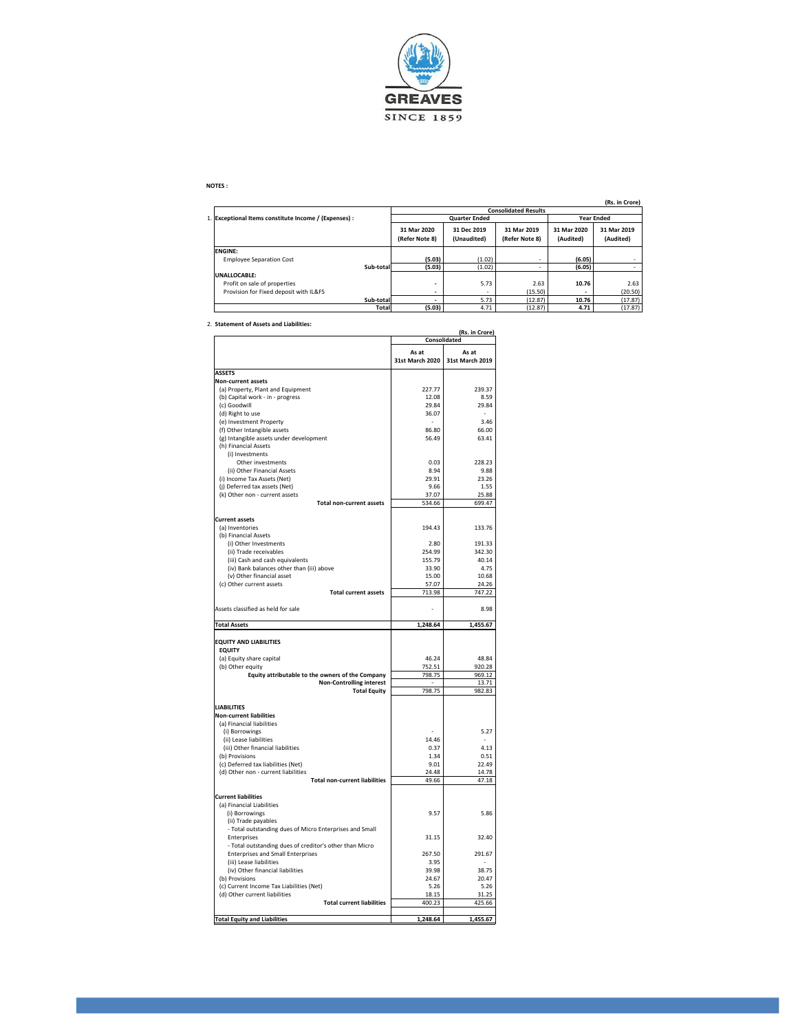GREAVES

SINCE 1859

**NOTES :**

(Rs. in Crore)

| 1. Exceptional Items constitute Income / (Expenses) : | Consolidated Results | | | | |
|---|---|---|---|---|---|
| | Quarter Ended | | | Year Ended | |
| | 31 Mar 2020 (Refer Note 8) | 31 Dec 2019 (Unaudited) | 31 Mar 2019 (Refer Note 8) | 31 Mar 2020 (Audited) | 31 Mar 2019 (Audited) |
| **ENGINE:** | | | | | |
| Employee Separation Cost | **(5.03)** | (1.02) | - | **(6.05)** | - |
| Sub-total | **(5.03)** | (1.02) | - | **(6.05)** | - |
| **UNALLOCABLE:** | | | | | |
| Profit on sale of properties | - | 5.73 | 2.63 | **10.76** | 2.63 |
| Provision for Fixed deposit with IL&FS | - | - | (15.50) | - | (20.50) |
| Sub-total | - | 5.73 | (12.87) | **10.76** | (17.87) |
| Total | **(5.03)** | 4.71 | (12.87) | **4.71** | (17.87) |

2. **Statement of Assets and Liabilities:**

(Rs. in Crore)

| | Consolidated | |
|---|---|---|
| | As at 31st March 2020 | As at 31st March 2019 |
| **ASSETS** | | |
| **Non-current assets** | | |
| (a) Property, Plant and Equipment | 227.77 | 239.37 |
| (b) Capital work - in - progress | 12.08 | 8.59 |
| (c) Goodwill | 29.84 | 29.84 |
| (d) Right to use | 36.07 | - |
| (e) Investment Property | - | 3.46 |
| (f) Other Intangible assets | 86.80 | 66.00 |
| (g) Intangible assets under development | 56.49 | 63.41 |
| (h) Financial Assets | | |
| (i) Investments | | |
| Other investments | 0.03 | 228.23 |
| (ii) Other Financial Assets | 8.94 | 9.88 |
| (i) Income Tax Assets (Net) | 29.91 | 23.26 |
| (j) Deferred tax assets (Net) | 9.66 | 1.55 |
| (k) Other non - current assets | 37.07 | 25.88 |
| **Total non-current assets** | 534.66 | 699.47 |
| **Current assets** | | |
| (a) Inventories | 194.43 | 133.76 |
| (b) Financial Assets | | |
| (i) Other Investments | 2.80 | 191.33 |
| (ii) Trade receivables | 254.99 | 342.30 |
| (iii) Cash and cash equivalents | 155.79 | 40.14 |
| (iv) Bank balances other than (iii) above | 33.90 | 4.75 |
| (v) Other financial asset | 15.00 | 10.68 |
| (c) Other current assets | 57.07 | 24.26 |
| **Total current assets** | 713.98 | 747.22 |
| Assets classified as held for sale | - | 8.98 |
| **Total Assets** | **1,248.64** | **1,455.67** |
| **EQUITY AND LIABILITIES** | | |
| **EQUITY** | | |
| (a) Equity share capital | 46.24 | 48.84 |
| (b) Other equity | 752.51 | 920.28 |
| **Equity attributable to the owners of the Company** | 798.75 | 969.12 |
| **Non-Controlling interest** | - | 13.71 |
| **Total Equity** | 798.75 | 982.83 |
| **LIABILITIES** | | |
| **Non-current liabilities** | | |
| (a) Financial liabilities | | |
| (i) Borrowings | - | 5.27 |
| (ii) Lease liabilities | 14.46 | - |
| (iii) Other financial liabilities | 0.37 | 4.13 |
| (b) Provisions | 1.34 | 0.51 |
| (c) Deferred tax liabilities (Net) | 9.01 | 22.49 |
| (d) Other non - current liabilities | 24.48 | 14.78 |
| **Total non-current liabilities** | 49.66 | 47.18 |
| **Current liabilities** | | |
| (a) Financial Liabilities | | |
| (i) Borrowings | 9.57 | 5.86 |
| (ii) Trade payables | | |
| - Total outstanding dues of Micro Enterprises and Small Enterprises | 31.15 | 32.40 |
| - Total outstanding dues of creditor's other than Micro Enterprises and Small Enterprises | 267.50 | 291.67 |
| (iii) Lease liabilities | 3.95 | - |
| (iv) Other financial liabilities | 39.98 | 38.75 |
| (b) Provisions | 24.67 | 20.47 |
| (c) Current Income Tax Liabilities (Net) | 5.26 | 5.26 |
| (d) Other current liabilities | 18.15 | 31.25 |
| **Total current liabilities** | 400.23 | 425.66 |
| **Total Equity and Liabilities** | **1,248.64** | **1,455.67** |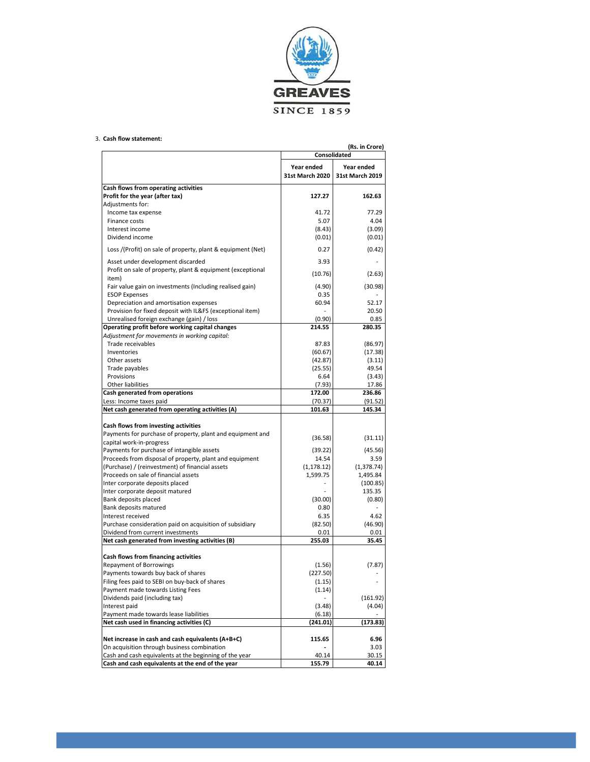3. **Cash flow statement:**

(Rs. in Crore)

| | Consolidated | |
|---|---|---|
| | Year ended 31st March 2020 | Year ended 31st March 2019 |
| **Cash flows from operating activities** | | |
| **Profit for the year (after tax)** | **127.27** | **162.63** |
| Adjustments for: | | |
| Income tax expense | 41.72 | 77.29 |
| Finance costs | 5.07 | 4.04 |
| Interest income | (8.43) | (3.09) |
| Dividend income | (0.01) | (0.01) |
| Loss /(Profit) on sale of property, plant & equipment (Net) | 0.27 | (0.42) |
| Asset under development discarded | 3.93 | - |
| Profit on sale of property, plant & equipment (exceptional item) | (10.76) | (2.63) |
| Fair value gain on investments (Including realised gain) | (4.90) | (30.98) |
| ESOP Expenses | 0.35 | - |
| Depreciation and amortisation expenses | 60.94 | 52.17 |
| Provision for fixed deposit with IL&FS (exceptional item) | - | 20.50 |
| Unrealised foreign exchange (gain) / loss | (0.90) | 0.85 |
| **Operating profit before working capital changes** | **214.55** | **280.35** |
| *Adjustment for movements in working capital:* | | |
| Trade receivables | 87.83 | (86.97) |
| Inventories | (60.67) | (17.38) |
| Other assets | (42.87) | (3.11) |
| Trade payables | (25.55) | 49.54 |
| Provisions | 6.64 | (3.43) |
| Other liabilities | (7.93) | 17.86 |
| **Cash generated from operations** | **172.00** | **236.86** |
| Less: Income taxes paid | (70.37) | (91.52) |
| **Net cash generated from operating activities (A)** | **101.63** | **145.34** |
| | | |
| **Cash flows from investing activities** | | |
| Payments for purchase of property, plant and equipment and capital work-in-progress | (36.58) | (31.11) |
| Payments for purchase of intangible assets | (39.22) | (45.56) |
| Proceeds from disposal of property, plant and equipment | 14.54 | 3.59 |
| (Purchase) / (reinvestment) of financial assets | (1,178.12) | (1,378.74) |
| Proceeds on sale of financial assets | 1,599.75 | 1,495.84 |
| Inter corporate deposits placed | - | (100.85) |
| Inter corporate deposit matured | - | 135.35 |
| Bank deposits placed | (30.00) | (0.80) |
| Bank deposits matured | 0.80 | - |
| Interest received | 6.35 | 4.62 |
| Purchase consideration paid on acquisition of subsidiary | (82.50) | (46.90) |
| Dividend from current investments | 0.01 | 0.01 |
| **Net cash generated from investing activities (B)** | **255.03** | **35.45** |
| | | |
| **Cash flows from financing activities** | | |
| Repayment of Borrowings | (1.56) | (7.87) |
| Payments towards buy back of shares | (227.50) | - |
| Filing fees paid to SEBI on buy-back of shares | (1.15) | - |
| Payment made towards Listing Fees | (1.14) | |
| Dividends paid (including tax) | - | (161.92) |
| Interest paid | (3.48) | (4.04) |
| Payment made towards lease liabilities | (6.18) | - |
| **Net cash used in financing activities (C)** | **(241.01)** | **(173.83)** |
| | | |
| **Net increase in cash and cash equivalents (A+B+C)** | **115.65** | **6.96** |
| On acquisition through business combination | - | 3.03 |
| Cash and cash equivalents at the beginning of the year | 40.14 | 30.15 |
| **Cash and cash equivalents at the end of the year** | **155.79** | **40.14** |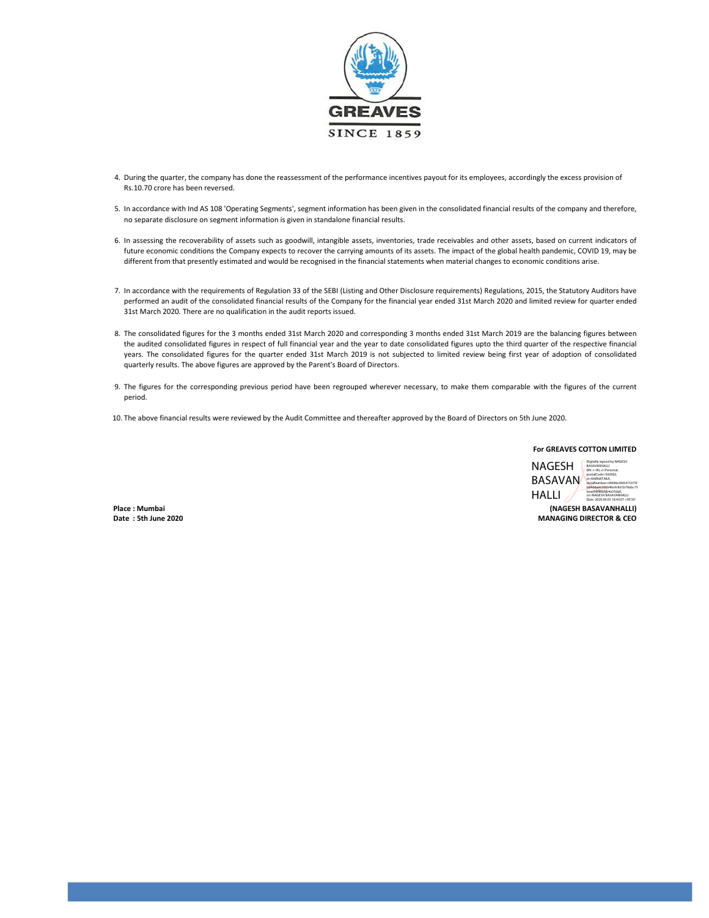4. During the quarter, the company has done the reassessment of the performance incentives payout for its employees, accordingly the excess provision of Rs.10.70 crore has been reversed.

5. In accordance with Ind AS 108 'Operating Segments', segment information has been given in the consolidated financial results of the company and therefore, no separate disclosure on segment information is given in standalone financial results.

6. In assessing the recoverability of assets such as goodwill, intangible assets, inventories, trade receivables and other assets, based on current indicators of future economic conditions the Company expects to recover the carrying amounts of its assets. The impact of the global health pandemic, COVID 19, may be different from that presently estimated and would be recognised in the financial statements when material changes to economic conditions arise.

7. In accordance with the requirements of Regulation 33 of the SEBI (Listing and Other Disclosure requirements) Regulations, 2015, the Statutory Auditors have performed an audit of the consolidated financial results of the Company for the financial year ended 31st March 2020 and limited review for quarter ended 31st March 2020. There are no qualification in the audit reports issued.

8. The consolidated figures for the 3 months ended 31st March 2020 and corresponding 3 months ended 31st March 2019 are the balancing figures between the audited consolidated figures in respect of full financial year and the year to date consolidated figures upto the third quarter of the respective financial years. The consolidated figures for the quarter ended 31st March 2019 is not subjected to limited review being first year of adoption of consolidated quarterly results. The above figures are approved by the Parent's Board of Directors.

9. The figures for the corresponding previous period have been regrouped wherever necessary, to make them comparable with the figures of the current period.

10. The above financial results were reviewed by the Audit Committee and thereafter approved by the Board of Directors on 5th June 2020.

**For GREAVES COTTON LIMITED**

NAGESH BASAVANHALLI

Digitally signed by NAGESH BASAVANHALLI
Date: 2020.06.05 18:43:07 +05'30'

**(NAGESH BASAVANHALLI)**
**MANAGING DIRECTOR & CEO**

**Place : Mumbai**
**Date : 5th June 2020**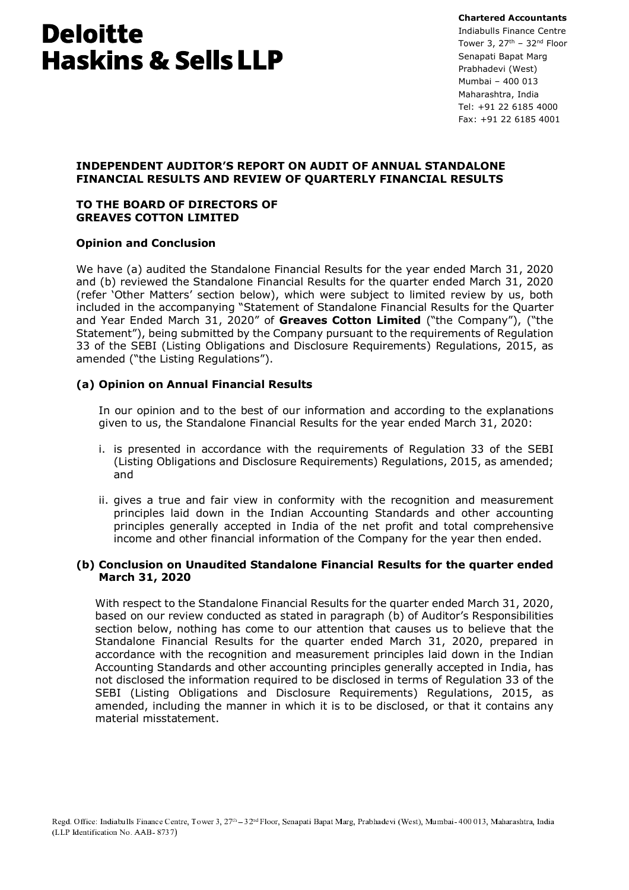**Deloitte Haskins & Sells LLP**

**Chartered Accountants**
Indiabulls Finance Centre
Tower 3, 27th – 32nd Floor
Senapati Bapat Marg
Prabhadevi (West)
Mumbai – 400 013
Maharashtra, India
Tel: +91 22 6185 4000
Fax: +91 22 6185 4001

## INDEPENDENT AUDITOR'S REPORT ON AUDIT OF ANNUAL STANDALONE FINANCIAL RESULTS AND REVIEW OF QUARTERLY FINANCIAL RESULTS

**TO THE BOARD OF DIRECTORS OF**
**GREAVES COTTON LIMITED**

### Opinion and Conclusion

We have (a) audited the Standalone Financial Results for the year ended March 31, 2020 and (b) reviewed the Standalone Financial Results for the quarter ended March 31, 2020 (refer 'Other Matters' section below), which were subject to limited review by us, both included in the accompanying "Statement of Standalone Financial Results for the Quarter and Year Ended March 31, 2020" of **Greaves Cotton Limited** ("the Company"), ("the Statement"), being submitted by the Company pursuant to the requirements of Regulation 33 of the SEBI (Listing Obligations and Disclosure Requirements) Regulations, 2015, as amended ("the Listing Regulations").

### (a) Opinion on Annual Financial Results

In our opinion and to the best of our information and according to the explanations given to us, the Standalone Financial Results for the year ended March 31, 2020:

i. is presented in accordance with the requirements of Regulation 33 of the SEBI (Listing Obligations and Disclosure Requirements) Regulations, 2015, as amended; and

ii. gives a true and fair view in conformity with the recognition and measurement principles laid down in the Indian Accounting Standards and other accounting principles generally accepted in India of the net profit and total comprehensive income and other financial information of the Company for the year then ended.

### (b) Conclusion on Unaudited Standalone Financial Results for the quarter ended March 31, 2020

With respect to the Standalone Financial Results for the quarter ended March 31, 2020, based on our review conducted as stated in paragraph (b) of Auditor's Responsibilities section below, nothing has come to our attention that causes us to believe that the Standalone Financial Results for the quarter ended March 31, 2020, prepared in accordance with the recognition and measurement principles laid down in the Indian Accounting Standards and other accounting principles generally accepted in India, has not disclosed the information required to be disclosed in terms of Regulation 33 of the SEBI (Listing Obligations and Disclosure Requirements) Regulations, 2015, as amended, including the manner in which it is to be disclosed, or that it contains any material misstatement.

Regd. Office: Indiabulls Finance Centre, Tower 3, 27th – 32nd Floor, Senapati Bapat Marg, Prabhadevi (West), Mumbai - 400 013, Maharashtra, India (LLP Identification No. AAB- 8737)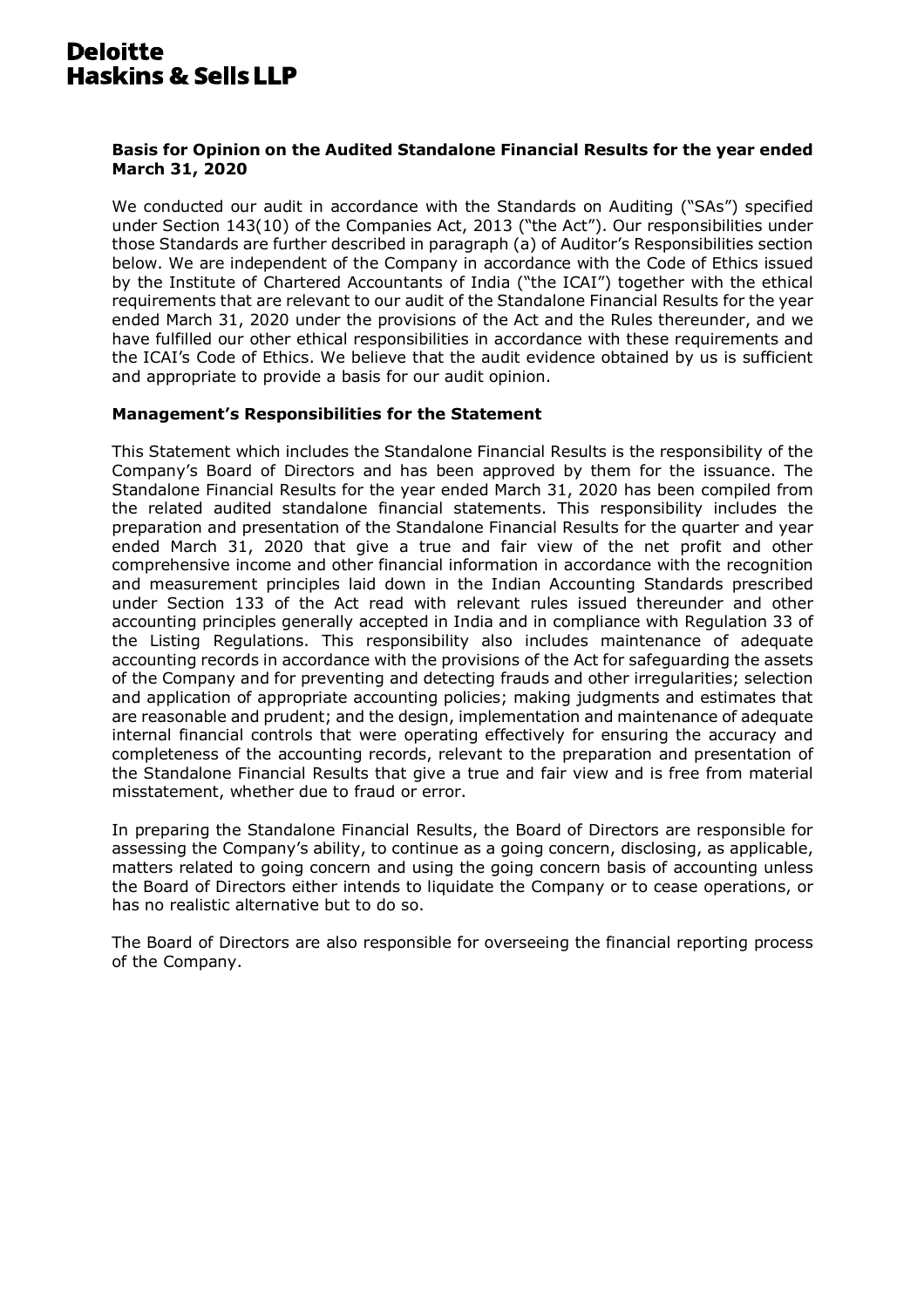**Deloitte
Haskins & Sells LLP**

**Basis for Opinion on the Audited Standalone Financial Results for the year ended March 31, 2020**

We conducted our audit in accordance with the Standards on Auditing ("SAs") specified under Section 143(10) of the Companies Act, 2013 ("the Act"). Our responsibilities under those Standards are further described in paragraph (a) of Auditor's Responsibilities section below. We are independent of the Company in accordance with the Code of Ethics issued by the Institute of Chartered Accountants of India ("the ICAI") together with the ethical requirements that are relevant to our audit of the Standalone Financial Results for the year ended March 31, 2020 under the provisions of the Act and the Rules thereunder, and we have fulfilled our other ethical responsibilities in accordance with these requirements and the ICAI's Code of Ethics. We believe that the audit evidence obtained by us is sufficient and appropriate to provide a basis for our audit opinion.

**Management's Responsibilities for the Statement**

This Statement which includes the Standalone Financial Results is the responsibility of the Company's Board of Directors and has been approved by them for the issuance. The Standalone Financial Results for the year ended March 31, 2020 has been compiled from the related audited standalone financial statements. This responsibility includes the preparation and presentation of the Standalone Financial Results for the quarter and year ended March 31, 2020 that give a true and fair view of the net profit and other comprehensive income and other financial information in accordance with the recognition and measurement principles laid down in the Indian Accounting Standards prescribed under Section 133 of the Act read with relevant rules issued thereunder and other accounting principles generally accepted in India and in compliance with Regulation 33 of the Listing Regulations. This responsibility also includes maintenance of adequate accounting records in accordance with the provisions of the Act for safeguarding the assets of the Company and for preventing and detecting frauds and other irregularities; selection and application of appropriate accounting policies; making judgments and estimates that are reasonable and prudent; and the design, implementation and maintenance of adequate internal financial controls that were operating effectively for ensuring the accuracy and completeness of the accounting records, relevant to the preparation and presentation of the Standalone Financial Results that give a true and fair view and is free from material misstatement, whether due to fraud or error.

In preparing the Standalone Financial Results, the Board of Directors are responsible for assessing the Company's ability, to continue as a going concern, disclosing, as applicable, matters related to going concern and using the going concern basis of accounting unless the Board of Directors either intends to liquidate the Company or to cease operations, or has no realistic alternative but to do so.

The Board of Directors are also responsible for overseeing the financial reporting process of the Company.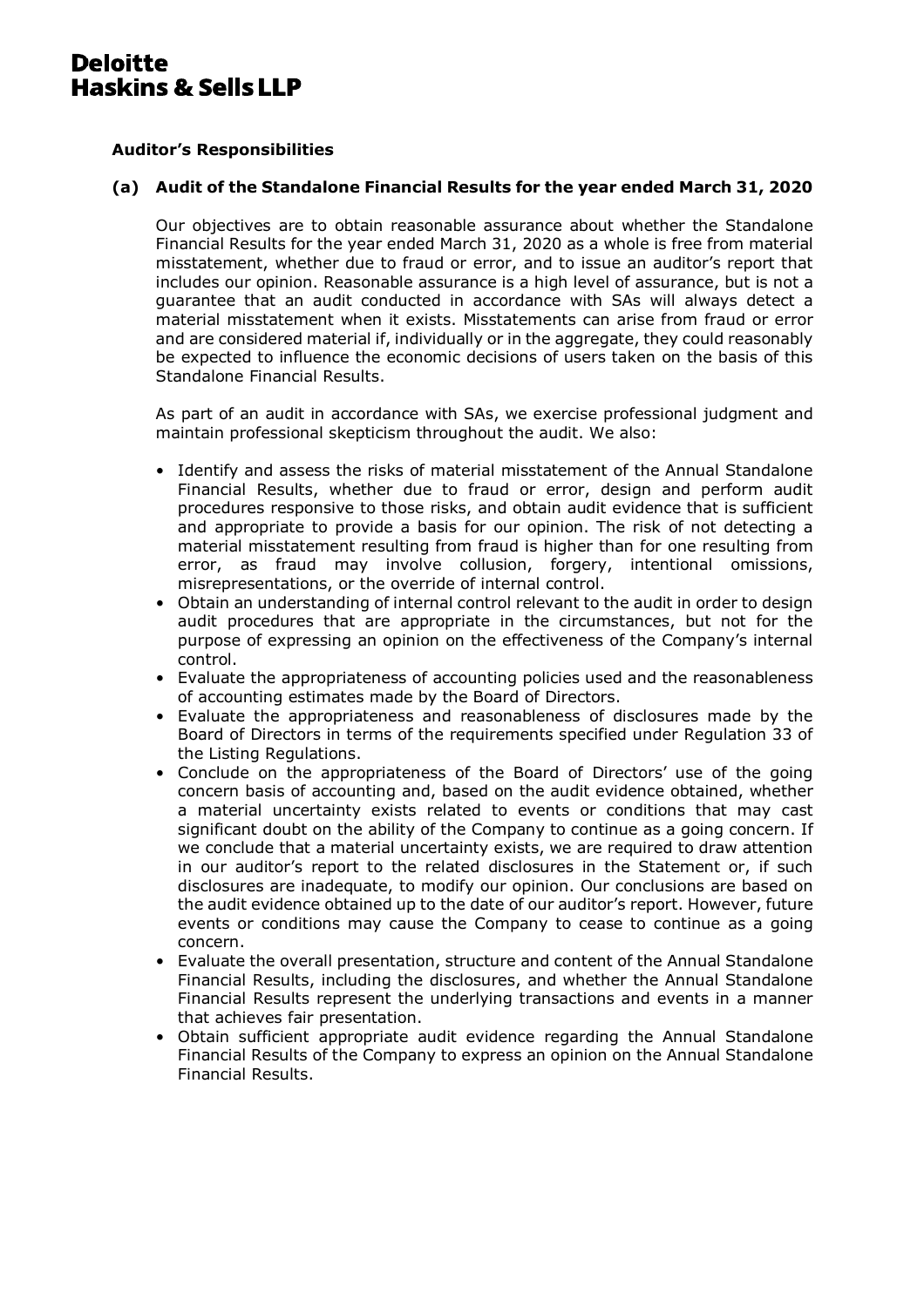**Deloitte Haskins & Sells LLP**

**Auditor's Responsibilities**

**(a) Audit of the Standalone Financial Results for the year ended March 31, 2020**

Our objectives are to obtain reasonable assurance about whether the Standalone Financial Results for the year ended March 31, 2020 as a whole is free from material misstatement, whether due to fraud or error, and to issue an auditor's report that includes our opinion. Reasonable assurance is a high level of assurance, but is not a guarantee that an audit conducted in accordance with SAs will always detect a material misstatement when it exists. Misstatements can arise from fraud or error and are considered material if, individually or in the aggregate, they could reasonably be expected to influence the economic decisions of users taken on the basis of this Standalone Financial Results.

As part of an audit in accordance with SAs, we exercise professional judgment and maintain professional skepticism throughout the audit. We also:

- Identify and assess the risks of material misstatement of the Annual Standalone Financial Results, whether due to fraud or error, design and perform audit procedures responsive to those risks, and obtain audit evidence that is sufficient and appropriate to provide a basis for our opinion. The risk of not detecting a material misstatement resulting from fraud is higher than for one resulting from error, as fraud may involve collusion, forgery, intentional omissions, misrepresentations, or the override of internal control.
- Obtain an understanding of internal control relevant to the audit in order to design audit procedures that are appropriate in the circumstances, but not for the purpose of expressing an opinion on the effectiveness of the Company's internal control.
- Evaluate the appropriateness of accounting policies used and the reasonableness of accounting estimates made by the Board of Directors.
- Evaluate the appropriateness and reasonableness of disclosures made by the Board of Directors in terms of the requirements specified under Regulation 33 of the Listing Regulations.
- Conclude on the appropriateness of the Board of Directors' use of the going concern basis of accounting and, based on the audit evidence obtained, whether a material uncertainty exists related to events or conditions that may cast significant doubt on the ability of the Company to continue as a going concern. If we conclude that a material uncertainty exists, we are required to draw attention in our auditor's report to the related disclosures in the Statement or, if such disclosures are inadequate, to modify our opinion. Our conclusions are based on the audit evidence obtained up to the date of our auditor's report. However, future events or conditions may cause the Company to cease to continue as a going concern.
- Evaluate the overall presentation, structure and content of the Annual Standalone Financial Results, including the disclosures, and whether the Annual Standalone Financial Results represent the underlying transactions and events in a manner that achieves fair presentation.
- Obtain sufficient appropriate audit evidence regarding the Annual Standalone Financial Results of the Company to express an opinion on the Annual Standalone Financial Results.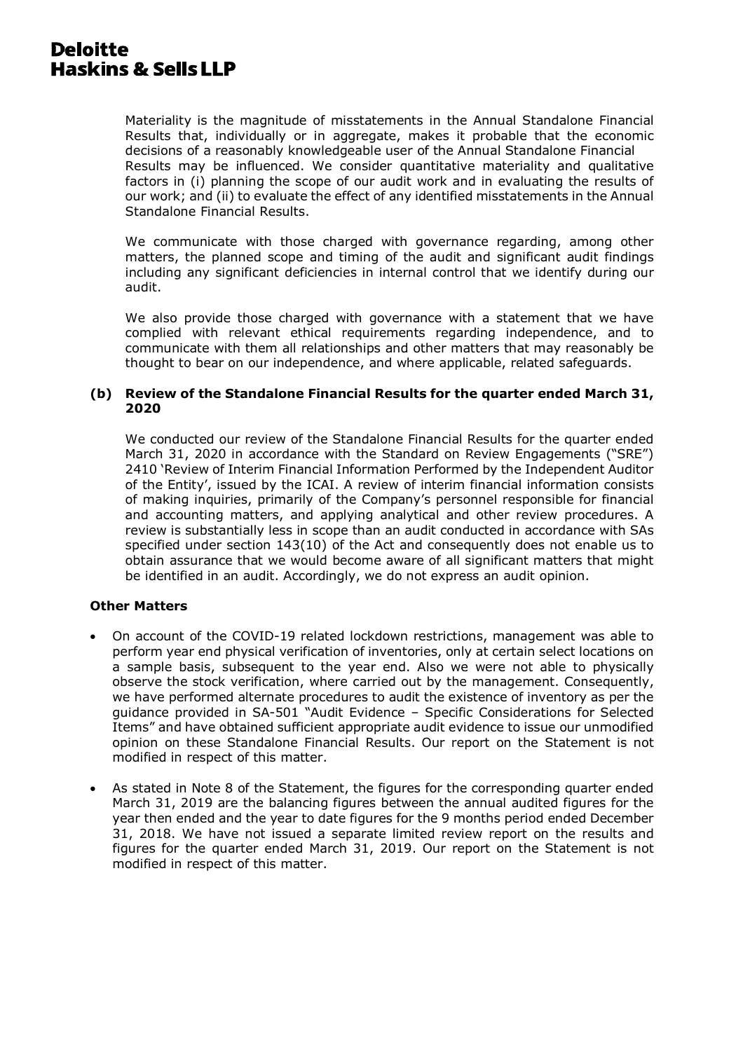Materiality is the magnitude of misstatements in the Annual Standalone Financial Results that, individually or in aggregate, makes it probable that the economic decisions of a reasonably knowledgeable user of the Annual Standalone Financial Results may be influenced. We consider quantitative materiality and qualitative factors in (i) planning the scope of our audit work and in evaluating the results of our work; and (ii) to evaluate the effect of any identified misstatements in the Annual Standalone Financial Results.

We communicate with those charged with governance regarding, among other matters, the planned scope and timing of the audit and significant audit findings including any significant deficiencies in internal control that we identify during our audit.

We also provide those charged with governance with a statement that we have complied with relevant ethical requirements regarding independence, and to communicate with them all relationships and other matters that may reasonably be thought to bear on our independence, and where applicable, related safeguards.

**(b) Review of the Standalone Financial Results for the quarter ended March 31, 2020**

We conducted our review of the Standalone Financial Results for the quarter ended March 31, 2020 in accordance with the Standard on Review Engagements ("SRE") 2410 'Review of Interim Financial Information Performed by the Independent Auditor of the Entity', issued by the ICAI. A review of interim financial information consists of making inquiries, primarily of the Company's personnel responsible for financial and accounting matters, and applying analytical and other review procedures. A review is substantially less in scope than an audit conducted in accordance with SAs specified under section 143(10) of the Act and consequently does not enable us to obtain assurance that we would become aware of all significant matters that might be identified in an audit. Accordingly, we do not express an audit opinion.

**Other Matters**

- On account of the COVID-19 related lockdown restrictions, management was able to perform year end physical verification of inventories, only at certain select locations on a sample basis, subsequent to the year end. Also we were not able to physically observe the stock verification, where carried out by the management. Consequently, we have performed alternate procedures to audit the existence of inventory as per the guidance provided in SA-501 "Audit Evidence – Specific Considerations for Selected Items" and have obtained sufficient appropriate audit evidence to issue our unmodified opinion on these Standalone Financial Results. Our report on the Statement is not modified in respect of this matter.
- As stated in Note 8 of the Statement, the figures for the corresponding quarter ended March 31, 2019 are the balancing figures between the annual audited figures for the year then ended and the year to date figures for the 9 months period ended December 31, 2018. We have not issued a separate limited review report on the results and figures for the quarter ended March 31, 2019. Our report on the Statement is not modified in respect of this matter.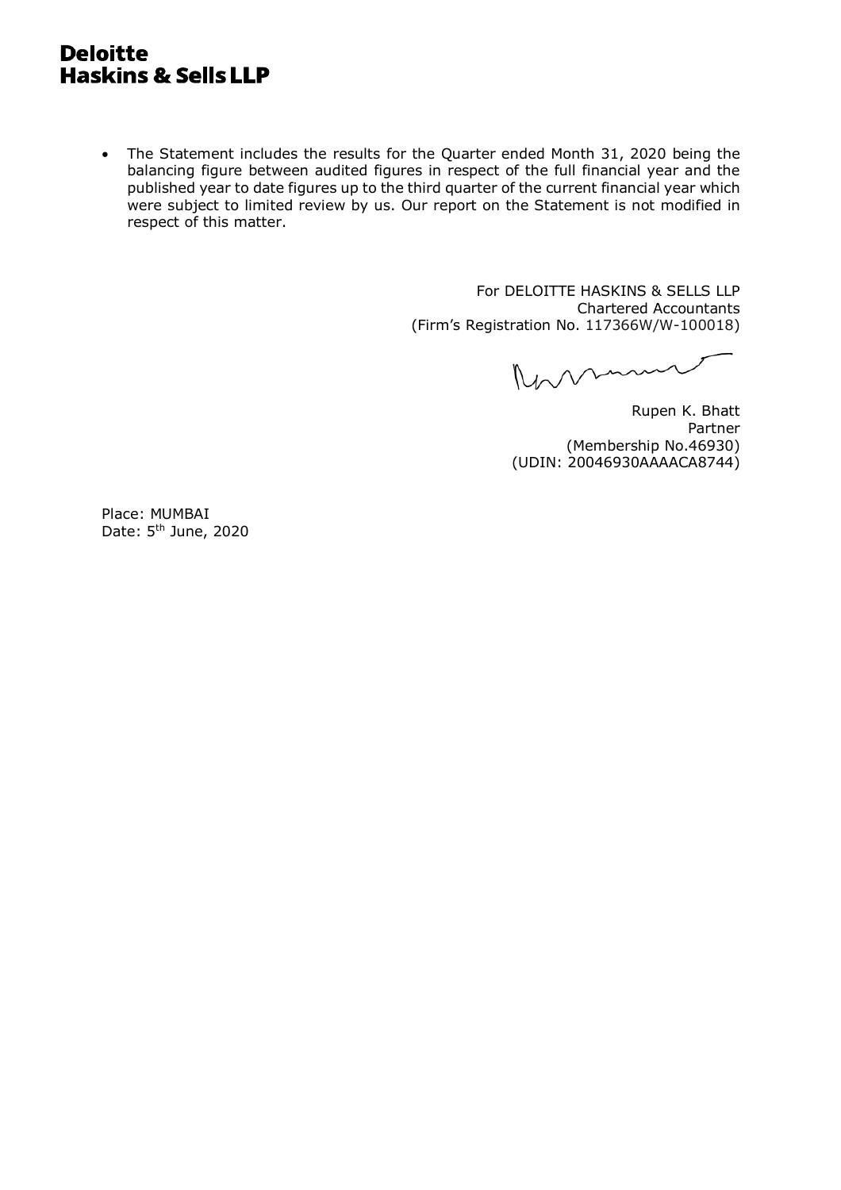**Deloitte**
**Haskins & Sells LLP**

- The Statement includes the results for the Quarter ended Month 31, 2020 being the balancing figure between audited figures in respect of the full financial year and the published year to date figures up to the third quarter of the current financial year which were subject to limited review by us. Our report on the Statement is not modified in respect of this matter.

For DELOITTE HASKINS & SELLS LLP
Chartered Accountants
(Firm's Registration No. 117366W/W-100018)

Rupen K. Bhatt
Partner
(Membership No.46930)
(UDIN: 20046930AAAACA8744)

Place: MUMBAI
Date: 5th June, 2020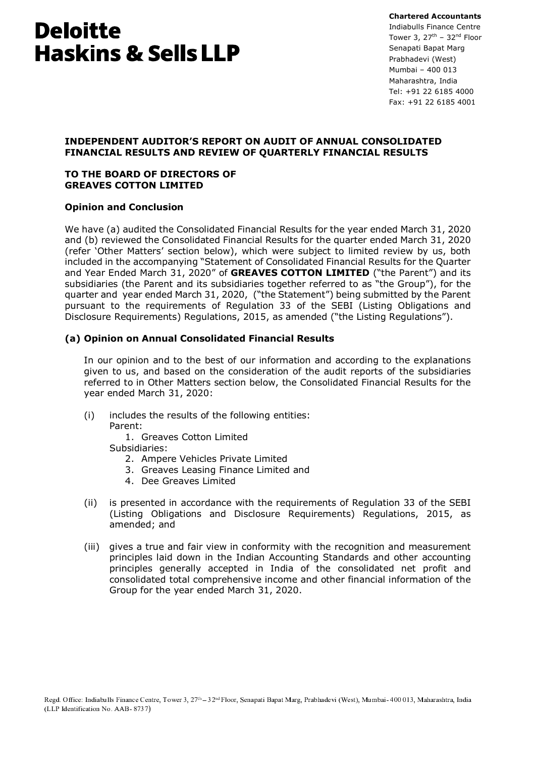**Deloitte Haskins & Sells LLP**

**Chartered Accountants**
Indiabulls Finance Centre
Tower 3, 27th – 32nd Floor
Senapati Bapat Marg
Prabhadevi (West)
Mumbai – 400 013
Maharashtra, India
Tel: +91 22 6185 4000
Fax: +91 22 6185 4001

## INDEPENDENT AUDITOR'S REPORT ON AUDIT OF ANNUAL CONSOLIDATED FINANCIAL RESULTS AND REVIEW OF QUARTERLY FINANCIAL RESULTS

**TO THE BOARD OF DIRECTORS OF**
**GREAVES COTTON LIMITED**

### Opinion and Conclusion

We have (a) audited the Consolidated Financial Results for the year ended March 31, 2020 and (b) reviewed the Consolidated Financial Results for the quarter ended March 31, 2020 (refer 'Other Matters' section below), which were subject to limited review by us, both included in the accompanying "Statement of Consolidated Financial Results for the Quarter and Year Ended March 31, 2020" of **GREAVES COTTON LIMITED** ("the Parent") and its subsidiaries (the Parent and its subsidiaries together referred to as "the Group"), for the quarter and year ended March 31, 2020, ("the Statement") being submitted by the Parent pursuant to the requirements of Regulation 33 of the SEBI (Listing Obligations and Disclosure Requirements) Regulations, 2015, as amended ("the Listing Regulations").

### (a) Opinion on Annual Consolidated Financial Results

In our opinion and to the best of our information and according to the explanations given to us, and based on the consideration of the audit reports of the subsidiaries referred to in Other Matters section below, the Consolidated Financial Results for the year ended March 31, 2020:

(i) includes the results of the following entities:
Parent:
1. Greaves Cotton Limited

Subsidiaries:
2. Ampere Vehicles Private Limited
3. Greaves Leasing Finance Limited and
4. Dee Greaves Limited

(ii) is presented in accordance with the requirements of Regulation 33 of the SEBI (Listing Obligations and Disclosure Requirements) Regulations, 2015, as amended; and

(iii) gives a true and fair view in conformity with the recognition and measurement principles laid down in the Indian Accounting Standards and other accounting principles generally accepted in India of the consolidated net profit and consolidated total comprehensive income and other financial information of the Group for the year ended March 31, 2020.

Regd. Office: Indiabulls Finance Centre, Tower 3, 27th – 32nd Floor, Senapati Bapat Marg, Prabhadevi (West), Mumbai - 400 013, Maharashtra, India
(LLP Identification No. AAB- 8737)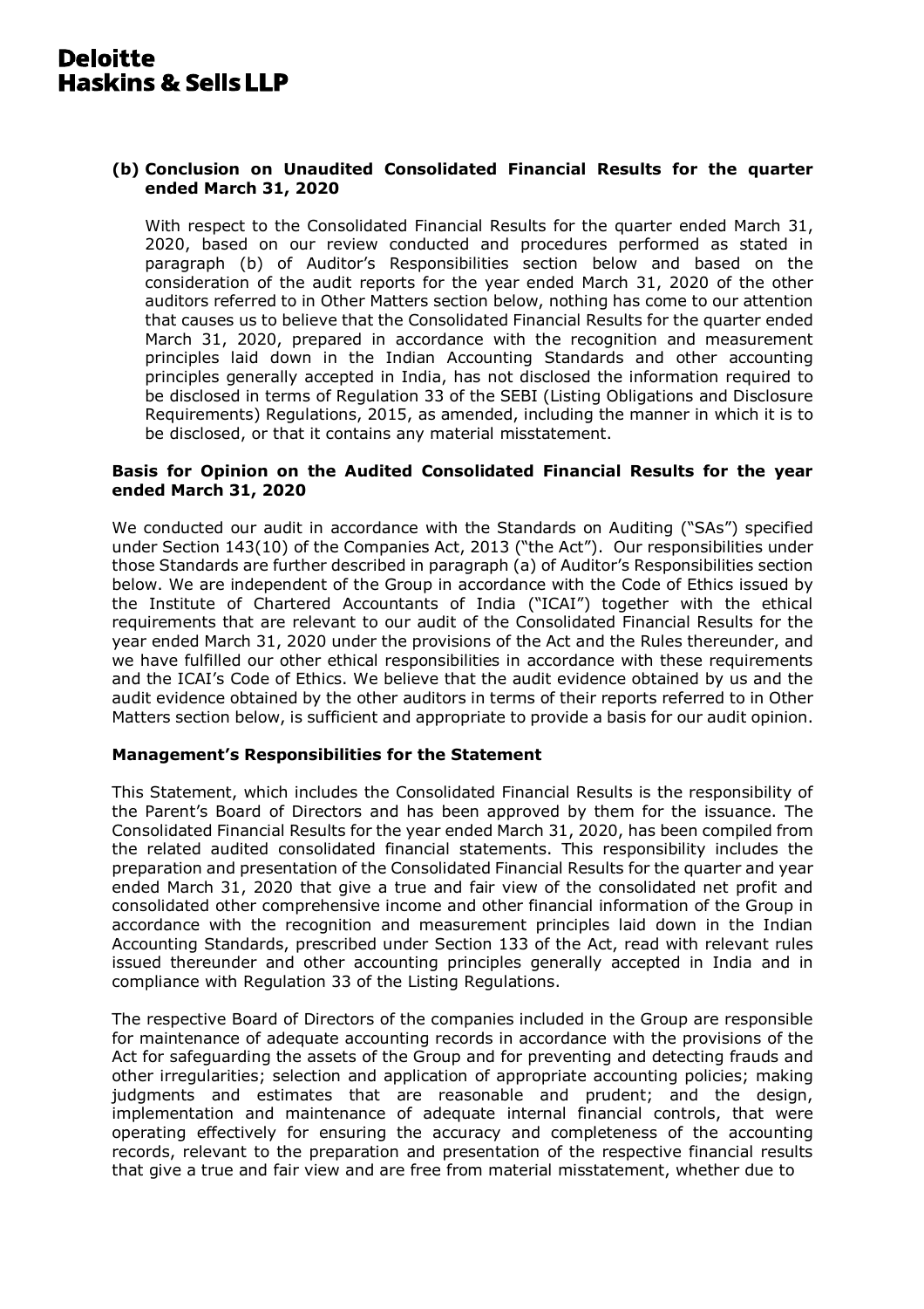**(b) Conclusion on Unaudited Consolidated Financial Results for the quarter ended March 31, 2020**

With respect to the Consolidated Financial Results for the quarter ended March 31, 2020, based on our review conducted and procedures performed as stated in paragraph (b) of Auditor's Responsibilities section below and based on the consideration of the audit reports for the year ended March 31, 2020 of the other auditors referred to in Other Matters section below, nothing has come to our attention that causes us to believe that the Consolidated Financial Results for the quarter ended March 31, 2020, prepared in accordance with the recognition and measurement principles laid down in the Indian Accounting Standards and other accounting principles generally accepted in India, has not disclosed the information required to be disclosed in terms of Regulation 33 of the SEBI (Listing Obligations and Disclosure Requirements) Regulations, 2015, as amended, including the manner in which it is to be disclosed, or that it contains any material misstatement.

**Basis for Opinion on the Audited Consolidated Financial Results for the year ended March 31, 2020**

We conducted our audit in accordance with the Standards on Auditing ("SAs") specified under Section 143(10) of the Companies Act, 2013 ("the Act"). Our responsibilities under those Standards are further described in paragraph (a) of Auditor's Responsibilities section below. We are independent of the Group in accordance with the Code of Ethics issued by the Institute of Chartered Accountants of India ("ICAI") together with the ethical requirements that are relevant to our audit of the Consolidated Financial Results for the year ended March 31, 2020 under the provisions of the Act and the Rules thereunder, and we have fulfilled our other ethical responsibilities in accordance with these requirements and the ICAI's Code of Ethics. We believe that the audit evidence obtained by us and the audit evidence obtained by the other auditors in terms of their reports referred to in Other Matters section below, is sufficient and appropriate to provide a basis for our audit opinion.

**Management's Responsibilities for the Statement**

This Statement, which includes the Consolidated Financial Results is the responsibility of the Parent's Board of Directors and has been approved by them for the issuance. The Consolidated Financial Results for the year ended March 31, 2020, has been compiled from the related audited consolidated financial statements. This responsibility includes the preparation and presentation of the Consolidated Financial Results for the quarter and year ended March 31, 2020 that give a true and fair view of the consolidated net profit and consolidated other comprehensive income and other financial information of the Group in accordance with the recognition and measurement principles laid down in the Indian Accounting Standards, prescribed under Section 133 of the Act, read with relevant rules issued thereunder and other accounting principles generally accepted in India and in compliance with Regulation 33 of the Listing Regulations.

The respective Board of Directors of the companies included in the Group are responsible for maintenance of adequate accounting records in accordance with the provisions of the Act for safeguarding the assets of the Group and for preventing and detecting frauds and other irregularities; selection and application of appropriate accounting policies; making judgments and estimates that are reasonable and prudent; and the design, implementation and maintenance of adequate internal financial controls, that were operating effectively for ensuring the accuracy and completeness of the accounting records, relevant to the preparation and presentation of the respective financial results that give a true and fair view and are free from material misstatement, whether due to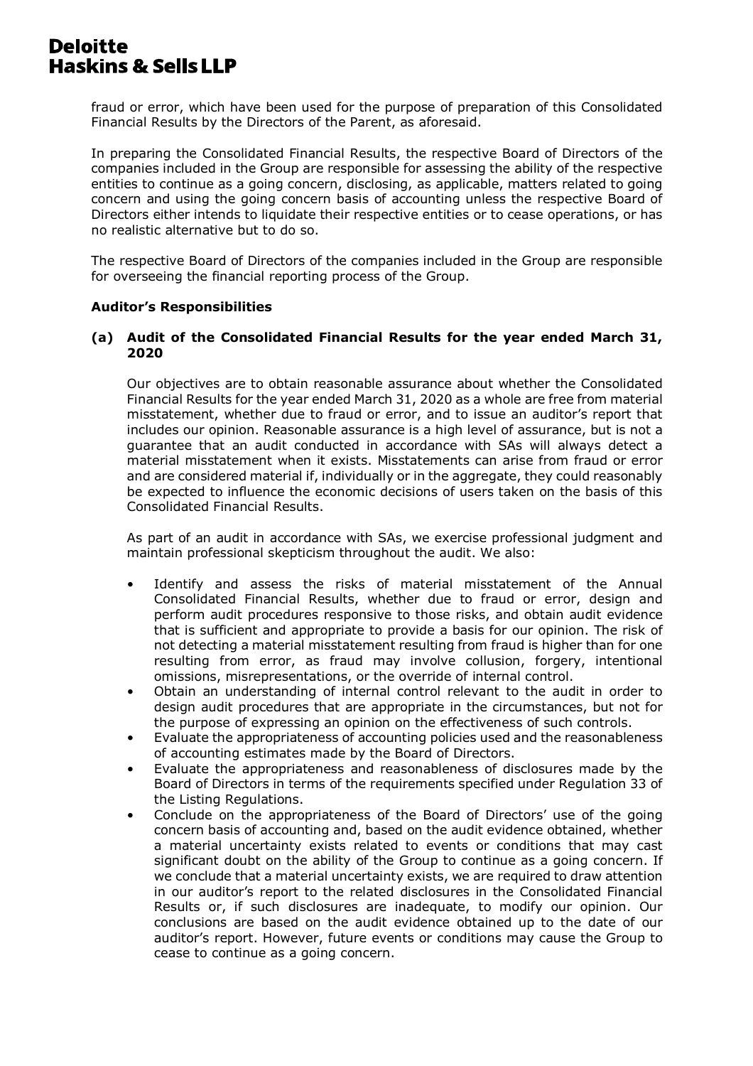fraud or error, which have been used for the purpose of preparation of this Consolidated Financial Results by the Directors of the Parent, as aforesaid.

In preparing the Consolidated Financial Results, the respective Board of Directors of the companies included in the Group are responsible for assessing the ability of the respective entities to continue as a going concern, disclosing, as applicable, matters related to going concern and using the going concern basis of accounting unless the respective Board of Directors either intends to liquidate their respective entities or to cease operations, or has no realistic alternative but to do so.

The respective Board of Directors of the companies included in the Group are responsible for overseeing the financial reporting process of the Group.

**Auditor's Responsibilities**

**(a) Audit of the Consolidated Financial Results for the year ended March 31, 2020**

Our objectives are to obtain reasonable assurance about whether the Consolidated Financial Results for the year ended March 31, 2020 as a whole are free from material misstatement, whether due to fraud or error, and to issue an auditor's report that includes our opinion. Reasonable assurance is a high level of assurance, but is not a guarantee that an audit conducted in accordance with SAs will always detect a material misstatement when it exists. Misstatements can arise from fraud or error and are considered material if, individually or in the aggregate, they could reasonably be expected to influence the economic decisions of users taken on the basis of this Consolidated Financial Results.

As part of an audit in accordance with SAs, we exercise professional judgment and maintain professional skepticism throughout the audit. We also:

- Identify and assess the risks of material misstatement of the Annual Consolidated Financial Results, whether due to fraud or error, design and perform audit procedures responsive to those risks, and obtain audit evidence that is sufficient and appropriate to provide a basis for our opinion. The risk of not detecting a material misstatement resulting from fraud is higher than for one resulting from error, as fraud may involve collusion, forgery, intentional omissions, misrepresentations, or the override of internal control.
- Obtain an understanding of internal control relevant to the audit in order to design audit procedures that are appropriate in the circumstances, but not for the purpose of expressing an opinion on the effectiveness of such controls.
- Evaluate the appropriateness of accounting policies used and the reasonableness of accounting estimates made by the Board of Directors.
- Evaluate the appropriateness and reasonableness of disclosures made by the Board of Directors in terms of the requirements specified under Regulation 33 of the Listing Regulations.
- Conclude on the appropriateness of the Board of Directors' use of the going concern basis of accounting and, based on the audit evidence obtained, whether a material uncertainty exists related to events or conditions that may cast significant doubt on the ability of the Group to continue as a going concern. If we conclude that a material uncertainty exists, we are required to draw attention in our auditor's report to the related disclosures in the Consolidated Financial Results or, if such disclosures are inadequate, to modify our opinion. Our conclusions are based on the audit evidence obtained up to the date of our auditor's report. However, future events or conditions may cause the Group to cease to continue as a going concern.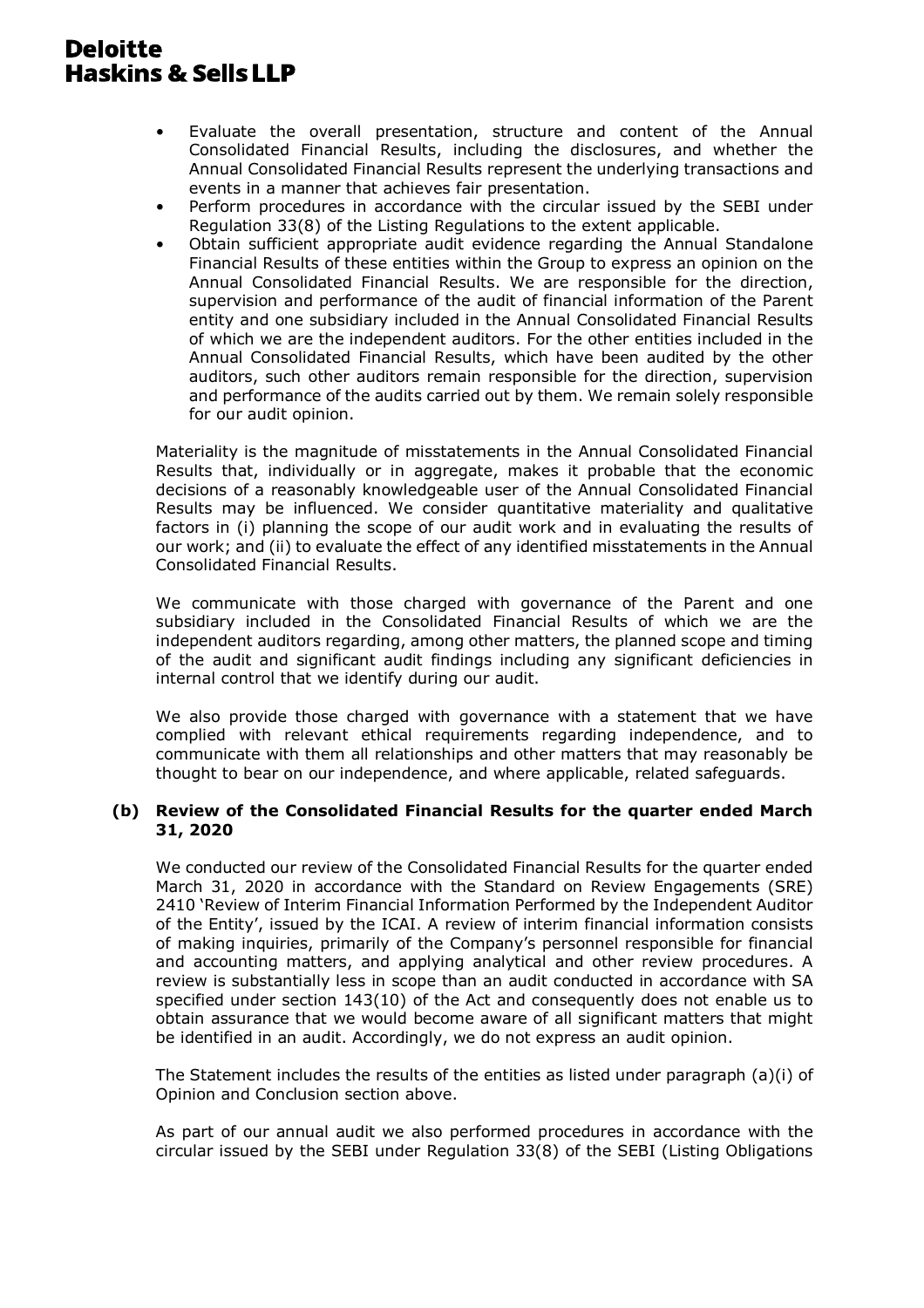- Evaluate the overall presentation, structure and content of the Annual Consolidated Financial Results, including the disclosures, and whether the Annual Consolidated Financial Results represent the underlying transactions and events in a manner that achieves fair presentation.
- Perform procedures in accordance with the circular issued by the SEBI under Regulation 33(8) of the Listing Regulations to the extent applicable.
- Obtain sufficient appropriate audit evidence regarding the Annual Standalone Financial Results of these entities within the Group to express an opinion on the Annual Consolidated Financial Results. We are responsible for the direction, supervision and performance of the audit of financial information of the Parent entity and one subsidiary included in the Annual Consolidated Financial Results of which we are the independent auditors. For the other entities included in the Annual Consolidated Financial Results, which have been audited by the other auditors, such other auditors remain responsible for the direction, supervision and performance of the audits carried out by them. We remain solely responsible for our audit opinion.

Materiality is the magnitude of misstatements in the Annual Consolidated Financial Results that, individually or in aggregate, makes it probable that the economic decisions of a reasonably knowledgeable user of the Annual Consolidated Financial Results may be influenced. We consider quantitative materiality and qualitative factors in (i) planning the scope of our audit work and in evaluating the results of our work; and (ii) to evaluate the effect of any identified misstatements in the Annual Consolidated Financial Results.

We communicate with those charged with governance of the Parent and one subsidiary included in the Consolidated Financial Results of which we are the independent auditors regarding, among other matters, the planned scope and timing of the audit and significant audit findings including any significant deficiencies in internal control that we identify during our audit.

We also provide those charged with governance with a statement that we have complied with relevant ethical requirements regarding independence, and to communicate with them all relationships and other matters that may reasonably be thought to bear on our independence, and where applicable, related safeguards.

**(b) Review of the Consolidated Financial Results for the quarter ended March 31, 2020**

We conducted our review of the Consolidated Financial Results for the quarter ended March 31, 2020 in accordance with the Standard on Review Engagements (SRE) 2410 'Review of Interim Financial Information Performed by the Independent Auditor of the Entity', issued by the ICAI. A review of interim financial information consists of making inquiries, primarily of the Company's personnel responsible for financial and accounting matters, and applying analytical and other review procedures. A review is substantially less in scope than an audit conducted in accordance with SA specified under section 143(10) of the Act and consequently does not enable us to obtain assurance that we would become aware of all significant matters that might be identified in an audit. Accordingly, we do not express an audit opinion.

The Statement includes the results of the entities as listed under paragraph (a)(i) of Opinion and Conclusion section above.

As part of our annual audit we also performed procedures in accordance with the circular issued by the SEBI under Regulation 33(8) of the SEBI (Listing Obligations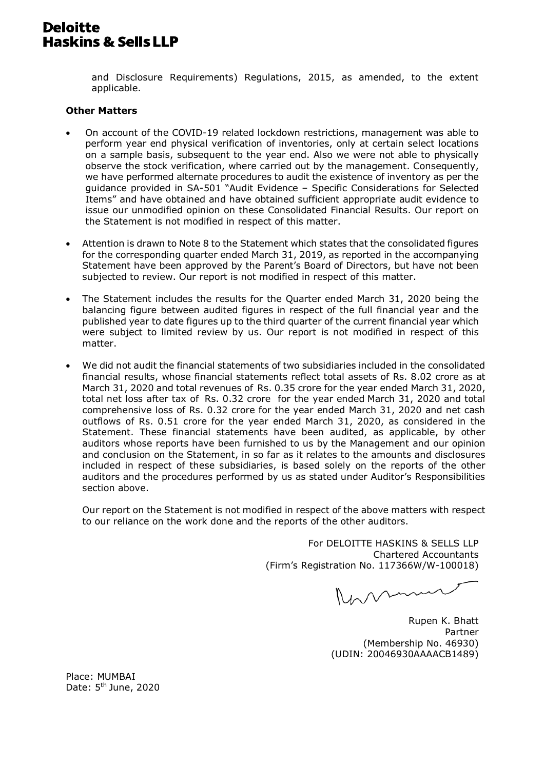**Deloitte Haskins & Sells LLP**

and Disclosure Requirements) Regulations, 2015, as amended, to the extent applicable.

**Other Matters**

- On account of the COVID-19 related lockdown restrictions, management was able to perform year end physical verification of inventories, only at certain select locations on a sample basis, subsequent to the year end. Also we were not able to physically observe the stock verification, where carried out by the management. Consequently, we have performed alternate procedures to audit the existence of inventory as per the guidance provided in SA-501 "Audit Evidence – Specific Considerations for Selected Items" and have obtained and have obtained sufficient appropriate audit evidence to issue our unmodified opinion on these Consolidated Financial Results. Our report on the Statement is not modified in respect of this matter.

- Attention is drawn to Note 8 to the Statement which states that the consolidated figures for the corresponding quarter ended March 31, 2019, as reported in the accompanying Statement have been approved by the Parent's Board of Directors, but have not been subjected to review. Our report is not modified in respect of this matter.

- The Statement includes the results for the Quarter ended March 31, 2020 being the balancing figure between audited figures in respect of the full financial year and the published year to date figures up to the third quarter of the current financial year which were subject to limited review by us. Our report is not modified in respect of this matter.

- We did not audit the financial statements of two subsidiaries included in the consolidated financial results, whose financial statements reflect total assets of Rs. 8.02 crore as at March 31, 2020 and total revenues of Rs. 0.35 crore for the year ended March 31, 2020, total net loss after tax of Rs. 0.32 crore for the year ended March 31, 2020 and total comprehensive loss of Rs. 0.32 crore for the year ended March 31, 2020 and net cash outflows of Rs. 0.51 crore for the year ended March 31, 2020, as considered in the Statement. These financial statements have been audited, as applicable, by other auditors whose reports have been furnished to us by the Management and our opinion and conclusion on the Statement, in so far as it relates to the amounts and disclosures included in respect of these subsidiaries, is based solely on the reports of the other auditors and the procedures performed by us as stated under Auditor's Responsibilities section above.

  Our report on the Statement is not modified in respect of the above matters with respect to our reliance on the work done and the reports of the other auditors.

For DELOITTE HASKINS & SELLS LLP
Chartered Accountants
(Firm's Registration No. 117366W/W-100018)

Rupen K. Bhatt
Partner
(Membership No. 46930)
(UDIN: 20046930AAAACB1489)

Place: MUMBAI
Date: 5th June, 2020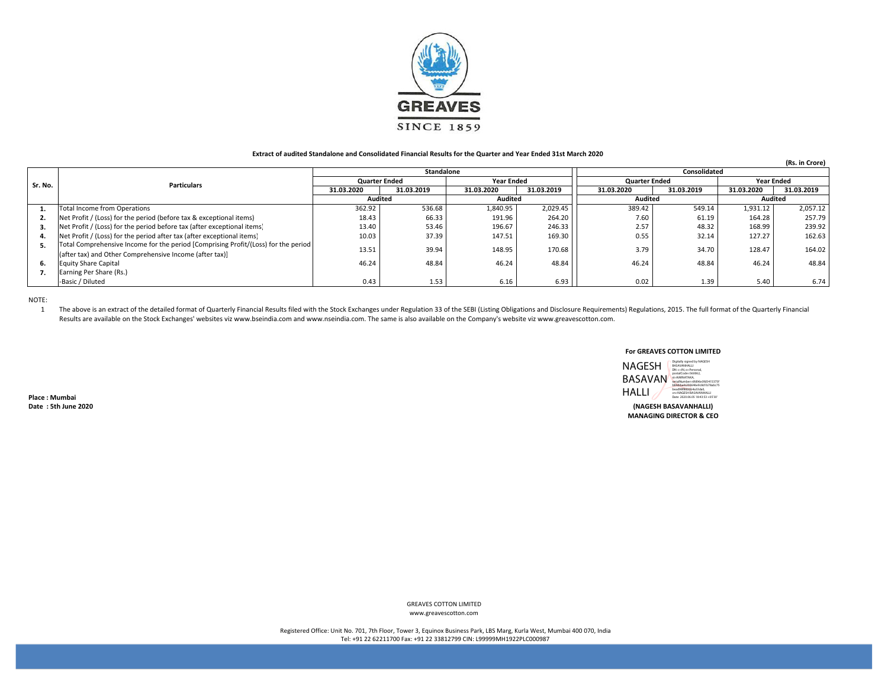GREAVES

SINCE 1859

**Extract of audited Standalone and Consolidated Financial Results for the Quarter and Year Ended 31st March 2020**

(Rs. in Crore)

| Sr. No. | Particulars | Standalone | | | | Consolidated | | | |
|---|---|---|---|---|---|---|---|---|---|
| | | Quarter Ended | | Year Ended | | Quarter Ended | | Year Ended | |
| | | 31.03.2020 | 31.03.2019 | 31.03.2020 | 31.03.2019 | 31.03.2020 | 31.03.2019 | 31.03.2020 | 31.03.2019 |
| | | Audited | | Audited | | Audited | | Audited | |
| 1. | Total Income from Operations | 362.92 | 536.68 | 1,840.95 | 2,029.45 | 389.42 | 549.14 | 1,931.12 | 2,057.12 |
| 2. | Net Profit / (Loss) for the period (before tax & exceptional items) | 18.43 | 66.33 | 191.96 | 264.20 | 7.60 | 61.19 | 164.28 | 257.79 |
| 3. | Net Profit / (Loss) for the period before tax (after exceptional items) | 13.40 | 53.46 | 196.67 | 246.33 | 2.57 | 48.32 | 168.99 | 239.92 |
| 4. | Net Profit / (Loss) for the period after tax (after exceptional items) | 10.03 | 37.39 | 147.51 | 169.30 | 0.55 | 32.14 | 127.27 | 162.63 |
| 5. | Total Comprehensive Income for the period [Comprising Profit/(Loss) for the period (after tax) and Other Comprehensive Income (after tax)] | 13.51 | 39.94 | 148.95 | 170.68 | 3.79 | 34.70 | 128.47 | 164.02 |
| 6. | Equity Share Capital | 46.24 | 48.84 | 46.24 | 48.84 | 46.24 | 48.84 | 46.24 | 48.84 |
| 7. | Earning Per Share (Rs.) | | | | | | | | |
| | -Basic / Diluted | 0.43 | 1.53 | 6.16 | 6.93 | 0.02 | 1.39 | 5.40 | 6.74 |

NOTE:

1 The above is an extract of the detailed format of Quarterly Financial Results filed with the Stock Exchanges under Regulation 33 of the SEBI (Listing Obligations and Disclosure Requirements) Regulations, 2015. The full format of the Quarterly Financial Results are available on the Stock Exchanges' websites viz www.bseindia.com and www.nseindia.com. The same is also available on the Company's website viz www.greavescotton.com.

**For GREAVES COTTON LIMITED**

NAGESH BASAVANHALLI

**(NAGESH BASAVANHALLI)**
**MANAGING DIRECTOR & CEO**

**Place : Mumbai**
**Date : 5th June 2020**

GREAVES COTTON LIMITED
www.greavescotton.com

Registered Office: Unit No. 701, 7th Floor, Tower 3, Equinox Business Park, LBS Marg, Kurla West, Mumbai 400 070, India
Tel: +91 22 62211700 Fax: +91 22 33812799 CIN: L99999MH1922PLC000987